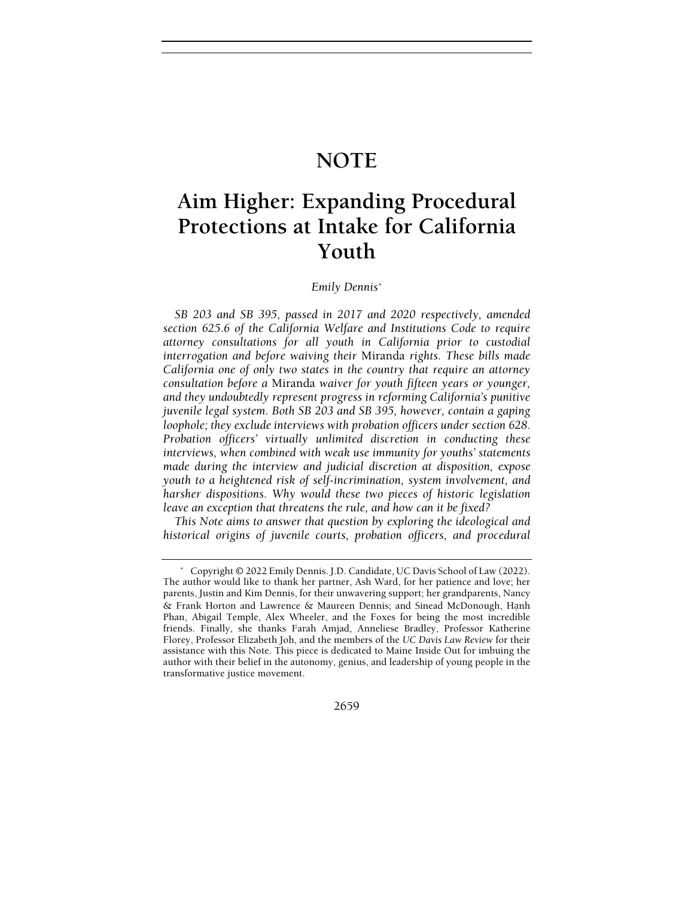# NOTE

# Aim Higher: Expanding Procedural Protections at Intake for California Youth

*Emily Dennis*[*]

*SB 203 and SB 395, passed in 2017 and 2020 respectively, amended section 625.6 of the California Welfare and Institutions Code to require attorney consultations for all youth in California prior to custodial interrogation and before waiving their* Miranda *rights. These bills made California one of only two states in the country that require an attorney consultation before a* Miranda *waiver for youth fifteen years or younger, and they undoubtedly represent progress in reforming California's punitive juvenile legal system. Both SB 203 and SB 395, however, contain a gaping loophole; they exclude interviews with probation officers under section 628. Probation officers' virtually unlimited discretion in conducting these interviews, when combined with weak use immunity for youths' statements made during the interview and judicial discretion at disposition, expose youth to a heightened risk of self-incrimination, system involvement, and harsher dispositions. Why would these two pieces of historic legislation leave an exception that threatens the rule, and how can it be fixed?*

*This Note aims to answer that question by exploring the ideological and historical origins of juvenile courts, probation officers, and procedural*

---

[*] Copyright © 2022 Emily Dennis. J.D. Candidate, UC Davis School of Law (2022). The author would like to thank her partner, Ash Ward, for her patience and love; her parents, Justin and Kim Dennis, for their unwavering support; her grandparents, Nancy & Frank Horton and Lawrence & Maureen Dennis; and Sinead McDonough, Hạnh Phan, Abigail Temple, Alex Wheeler, and the Foxes for being the most incredible friends. Finally, she thanks Farah Amjad, Anneliese Bradley, Professor Katherine Florey, Professor Elizabeth Joh, and the members of the *UC Davis Law Review* for their assistance with this Note. This piece is dedicated to Maine Inside Out for imbuing the author with their belief in the autonomy, genius, and leadership of young people in the transformative justice movement.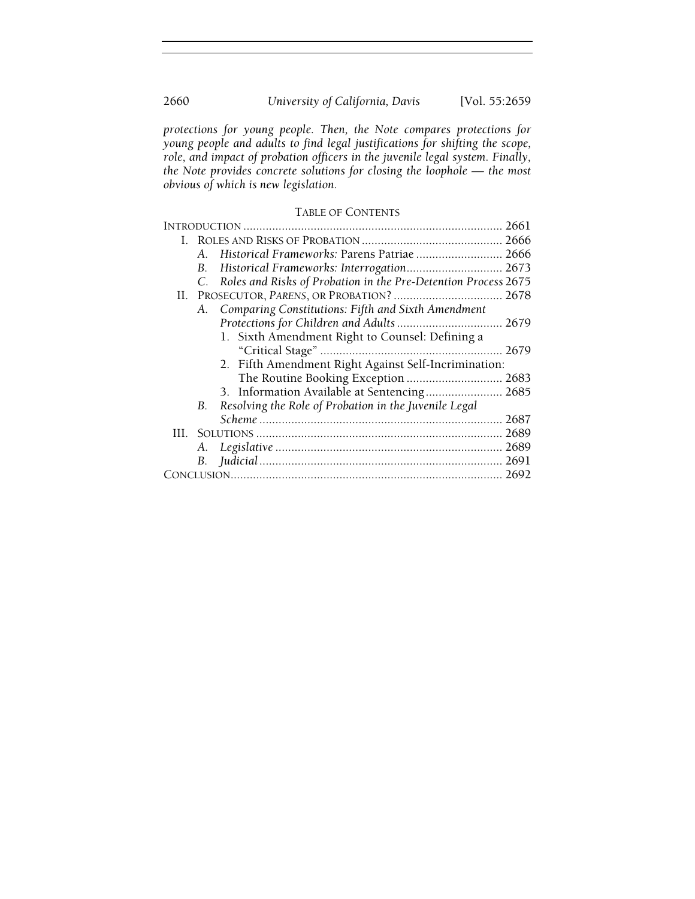*protections for young people. Then, the Note compares protections for young people and adults to find legal justifications for shifting the scope, role, and impact of probation officers in the juvenile legal system. Finally, the Note provides concrete solutions for closing the loophole — the most obvious of which is new legislation.*

TABLE OF CONTENTS

INTRODUCTION ..... 2661

I. ROLES AND RISKS OF PROBATION ..... 2666
   - A. *Historical Frameworks:* Parens Patriae ..... 2666
   - B. *Historical Frameworks: Interrogation* ..... 2673
   - C. *Roles and Risks of Probation in the Pre-Detention Process* ..... 2675

II. PROSECUTOR, *PARENS*, OR PROBATION? ..... 2678
   - A. *Comparing Constitutions: Fifth and Sixth Amendment Protections for Children and Adults* ..... 2679
     1. Sixth Amendment Right to Counsel: Defining a "Critical Stage" ..... 2679
     2. Fifth Amendment Right Against Self-Incrimination: The Routine Booking Exception ..... 2683
     3. Information Available at Sentencing ..... 2685
   - B. *Resolving the Role of Probation in the Juvenile Legal Scheme* ..... 2687

III. SOLUTIONS ..... 2689
   - A. *Legislative* ..... 2689
   - B. *Judicial* ..... 2691

CONCLUSION ..... 2692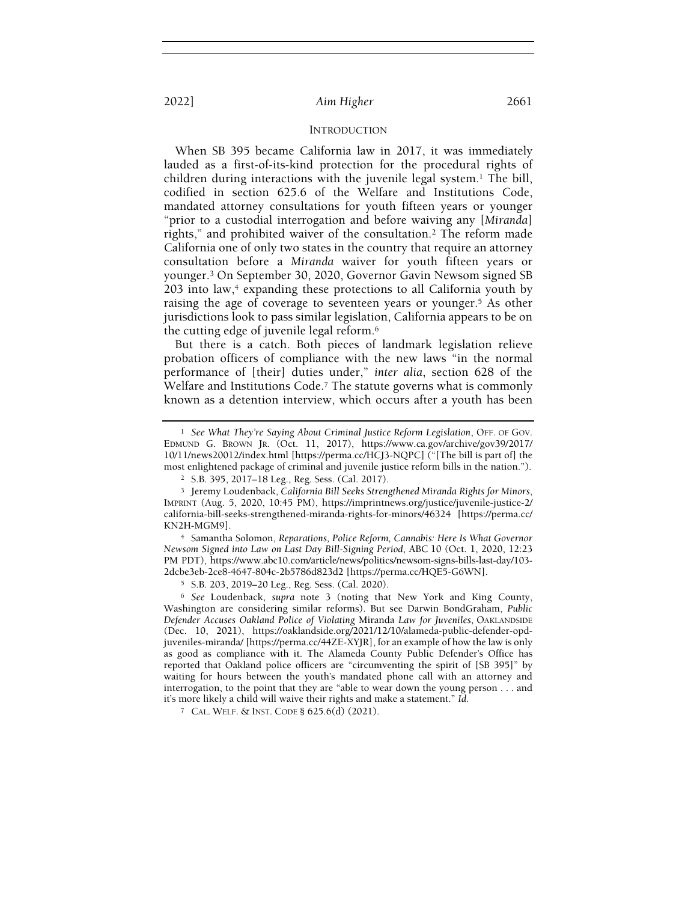## INTRODUCTION

When SB 395 became California law in 2017, it was immediately lauded as a first-of-its-kind protection for the procedural rights of children during interactions with the juvenile legal system.[1] The bill, codified in section 625.6 of the Welfare and Institutions Code, mandated attorney consultations for youth fifteen years or younger "prior to a custodial interrogation and before waiving any [*Miranda*] rights," and prohibited waiver of the consultation.[2] The reform made California one of only two states in the country that require an attorney consultation before a *Miranda* waiver for youth fifteen years or younger.[3] On September 30, 2020, Governor Gavin Newsom signed SB 203 into law,[4] expanding these protections to all California youth by raising the age of coverage to seventeen years or younger.[5] As other jurisdictions look to pass similar legislation, California appears to be on the cutting edge of juvenile legal reform.[6]

But there is a catch. Both pieces of landmark legislation relieve probation officers of compliance with the new laws "in the normal performance of [their] duties under," *inter alia*, section 628 of the Welfare and Institutions Code.[7] The statute governs what is commonly known as a detention interview, which occurs after a youth has been

---

[1] *See What They're Saying About Criminal Justice Reform Legislation*, OFF. OF GOV. EDMUND G. BROWN JR. (Oct. 11, 2017), https://www.ca.gov/archive/gov39/2017/10/11/news20012/index.html [https://perma.cc/HCJ3-NQPC] ("[The bill is part of] the most enlightened package of criminal and juvenile justice reform bills in the nation.").

[2] S.B. 395, 2017–18 Leg., Reg. Sess. (Cal. 2017).

[3] Jeremy Loudenback, *California Bill Seeks Strengthened Miranda Rights for Minors*, IMPRINT (Aug. 5, 2020, 10:45 PM), https://imprintnews.org/justice/juvenile-justice-2/california-bill-seeks-strengthened-miranda-rights-for-minors/46324 [https://perma.cc/KN2H-MGM9].

[4] Samantha Solomon, *Reparations, Police Reform, Cannabis: Here Is What Governor Newsom Signed into Law on Last Day Bill-Signing Period*, ABC 10 (Oct. 1, 2020, 12:23 PM PDT), https://www.abc10.com/article/news/politics/newsom-signs-bills-last-day/103-2dcbe3eb-2ce8-4647-804c-2b5786d823d2 [https://perma.cc/HQE5-G6WN].

[5] S.B. 203, 2019–20 Leg., Reg. Sess. (Cal. 2020).

[6] *See* Loudenback, *supra* note 3 (noting that New York and King County, Washington are considering similar reforms). But see Darwin BondGraham, *Public Defender Accuses Oakland Police of Violating* Miranda *Law for Juveniles*, OAKLANDSIDE (Dec. 10, 2021), https://oaklandside.org/2021/12/10/alameda-public-defender-opd-juveniles-miranda/ [https://perma.cc/44ZE-XYJR], for an example of how the law is only as good as compliance with it. The Alameda County Public Defender's Office has reported that Oakland police officers are "circumventing the spirit of [SB 395]" by waiting for hours between the youth's mandated phone call with an attorney and interrogation, to the point that they are "able to wear down the young person . . . and it's more likely a child will waive their rights and make a statement." *Id.*

[7] CAL. WELF. & INST. CODE § 625.6(d) (2021).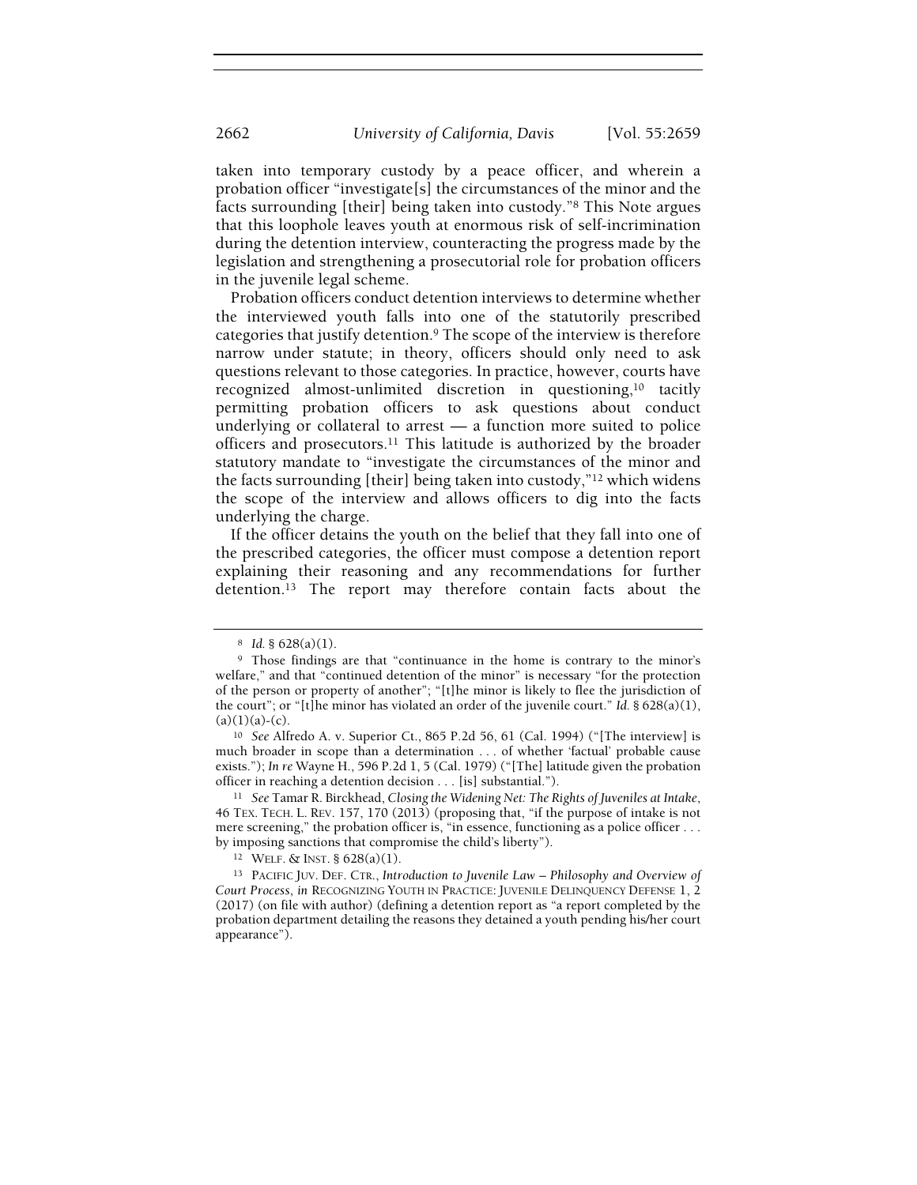taken into temporary custody by a peace officer, and wherein a probation officer "investigate[s] the circumstances of the minor and the facts surrounding [their] being taken into custody."[8] This Note argues that this loophole leaves youth at enormous risk of self-incrimination during the detention interview, counteracting the progress made by the legislation and strengthening a prosecutorial role for probation officers in the juvenile legal scheme.

Probation officers conduct detention interviews to determine whether the interviewed youth falls into one of the statutorily prescribed categories that justify detention.[9] The scope of the interview is therefore narrow under statute; in theory, officers should only need to ask questions relevant to those categories. In practice, however, courts have recognized almost-unlimited discretion in questioning,[10] tacitly permitting probation officers to ask questions about conduct underlying or collateral to arrest — a function more suited to police officers and prosecutors.[11] This latitude is authorized by the broader statutory mandate to "investigate the circumstances of the minor and the facts surrounding [their] being taken into custody,"[12] which widens the scope of the interview and allows officers to dig into the facts underlying the charge.

If the officer detains the youth on the belief that they fall into one of the prescribed categories, the officer must compose a detention report explaining their reasoning and any recommendations for further detention.[13] The report may therefore contain facts about the

---

[8] *Id.* § 628(a)(1).

[9] Those findings are that "continuance in the home is contrary to the minor's welfare," and that "continued detention of the minor" is necessary "for the protection of the person or property of another"; "[t]he minor is likely to flee the jurisdiction of the court"; or "[t]he minor has violated an order of the juvenile court." *Id.* § 628(a)(1), (a)(1)(a)-(c).

[10] *See* Alfredo A. v. Superior Ct., 865 P.2d 56, 61 (Cal. 1994) ("[The interview] is much broader in scope than a determination . . . of whether 'factual' probable cause exists."); *In re* Wayne H., 596 P.2d 1, 5 (Cal. 1979) ("[The] latitude given the probation officer in reaching a detention decision . . . [is] substantial.").

[11] *See* Tamar R. Birckhead, *Closing the Widening Net: The Rights of Juveniles at Intake*, 46 TEX. TECH. L. REV. 157, 170 (2013) (proposing that, "if the purpose of intake is not mere screening," the probation officer is, "in essence, functioning as a police officer . . . by imposing sanctions that compromise the child's liberty").

[12] WELF. & INST. § 628(a)(1).

[13] PACIFIC JUV. DEF. CTR., *Introduction to Juvenile Law – Philosophy and Overview of Court Process*, *in* RECOGNIZING YOUTH IN PRACTICE: JUVENILE DELINQUENCY DEFENSE 1, 2 (2017) (on file with author) (defining a detention report as "a report completed by the probation department detailing the reasons they detained a youth pending his/her court appearance").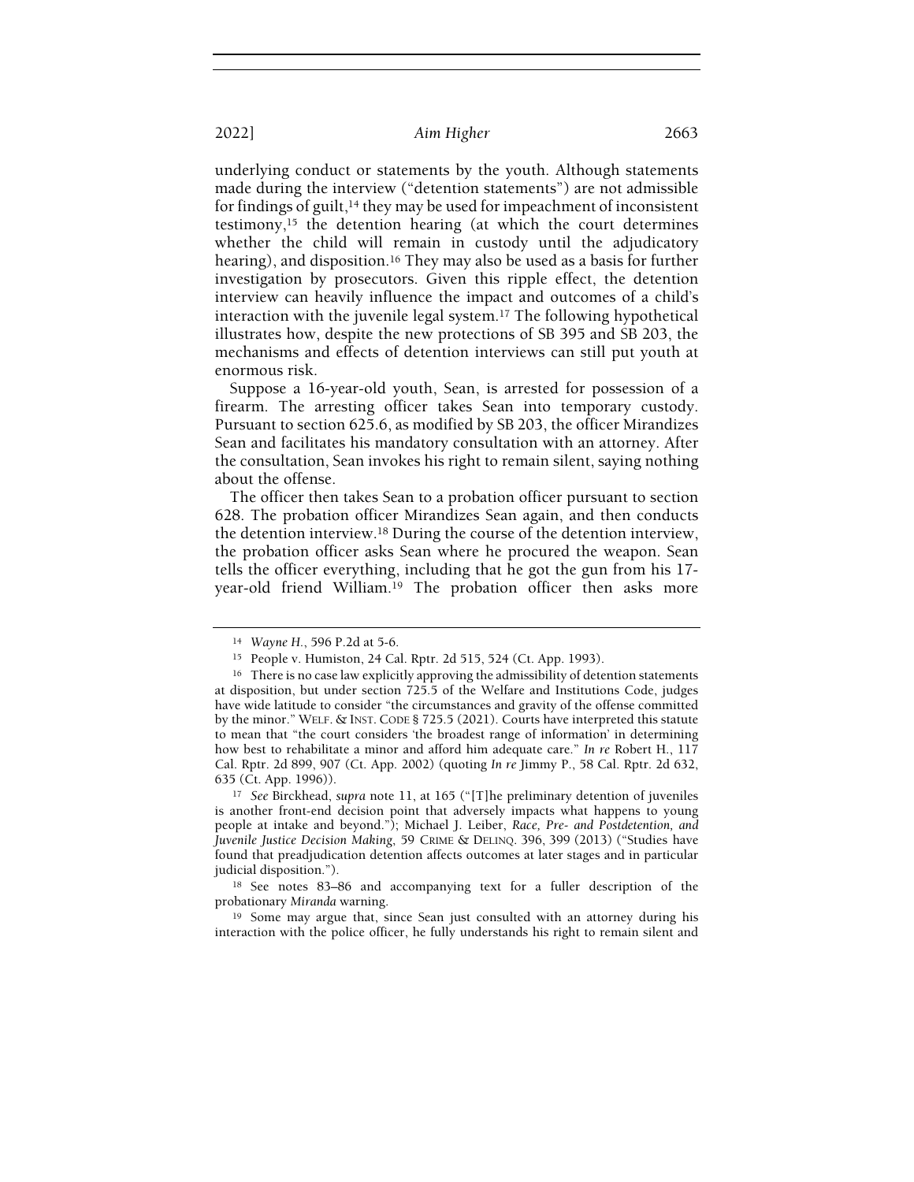underlying conduct or statements by the youth. Although statements made during the interview ("detention statements") are not admissible for findings of guilt,[14] they may be used for impeachment of inconsistent testimony,[15] the detention hearing (at which the court determines whether the child will remain in custody until the adjudicatory hearing), and disposition.[16] They may also be used as a basis for further investigation by prosecutors. Given this ripple effect, the detention interview can heavily influence the impact and outcomes of a child's interaction with the juvenile legal system.[17] The following hypothetical illustrates how, despite the new protections of SB 395 and SB 203, the mechanisms and effects of detention interviews can still put youth at enormous risk.

Suppose a 16-year-old youth, Sean, is arrested for possession of a firearm. The arresting officer takes Sean into temporary custody. Pursuant to section 625.6, as modified by SB 203, the officer Mirandizes Sean and facilitates his mandatory consultation with an attorney. After the consultation, Sean invokes his right to remain silent, saying nothing about the offense.

The officer then takes Sean to a probation officer pursuant to section 628. The probation officer Mirandizes Sean again, and then conducts the detention interview.[18] During the course of the detention interview, the probation officer asks Sean where he procured the weapon. Sean tells the officer everything, including that he got the gun from his 17-year-old friend William.[19] The probation officer then asks more

---

[14] *Wayne H.*, 596 P.2d at 5-6.

[15] People v. Humiston, 24 Cal. Rptr. 2d 515, 524 (Ct. App. 1993).

[16] There is no case law explicitly approving the admissibility of detention statements at disposition, but under section 725.5 of the Welfare and Institutions Code, judges have wide latitude to consider "the circumstances and gravity of the offense committed by the minor." WELF. & INST. CODE § 725.5 (2021). Courts have interpreted this statute to mean that "the court considers 'the broadest range of information' in determining how best to rehabilitate a minor and afford him adequate care." *In re* Robert H., 117 Cal. Rptr. 2d 899, 907 (Ct. App. 2002) (quoting *In re* Jimmy P., 58 Cal. Rptr. 2d 632, 635 (Ct. App. 1996)).

[17] *See* Birckhead, *supra* note 11, at 165 ("[T]he preliminary detention of juveniles is another front-end decision point that adversely impacts what happens to young people at intake and beyond."); Michael J. Leiber, *Race, Pre- and Postdetention, and Juvenile Justice Decision Making*, 59 CRIME & DELINQ. 396, 399 (2013) ("Studies have found that preadjudication detention affects outcomes at later stages and in particular judicial disposition.").

[18] See notes 83–86 and accompanying text for a fuller description of the probationary *Miranda* warning.

[19] Some may argue that, since Sean just consulted with an attorney during his interaction with the police officer, he fully understands his right to remain silent and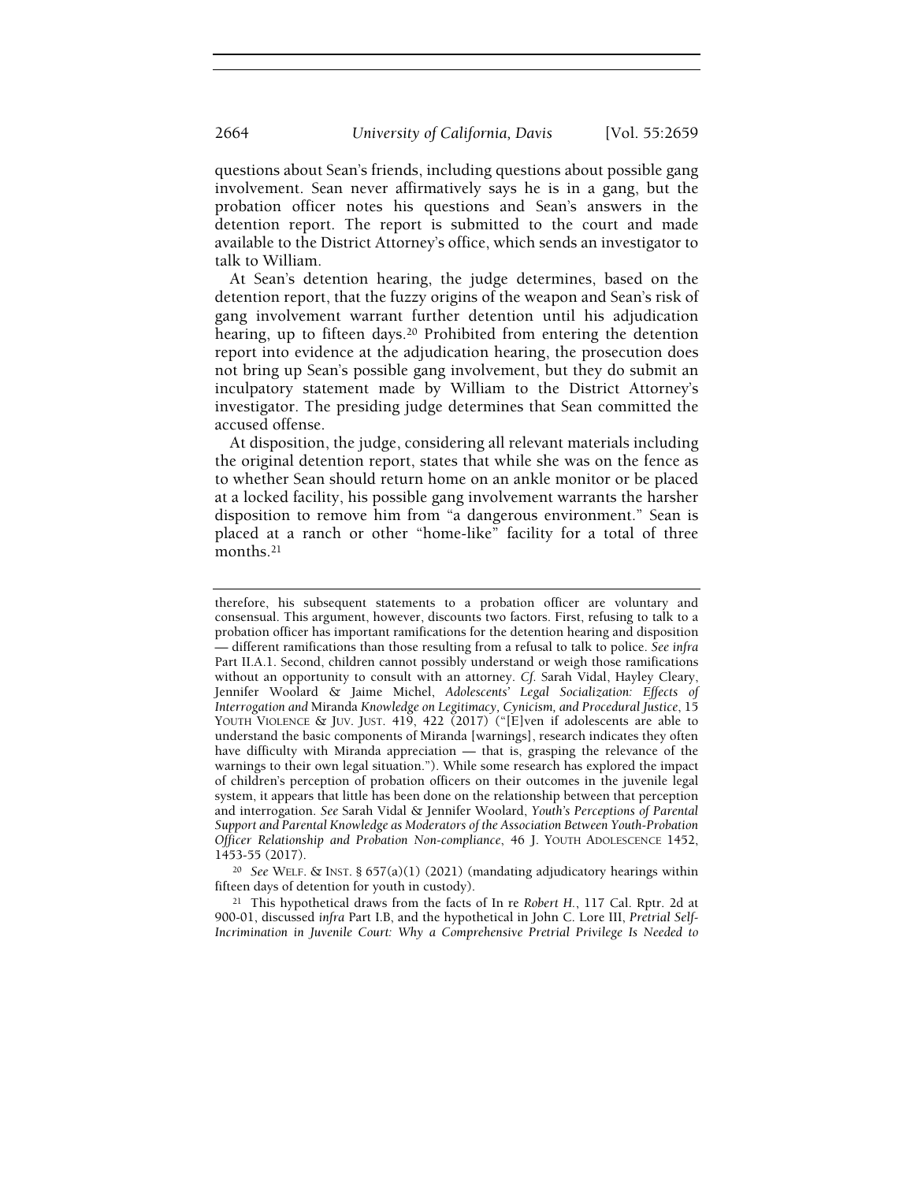questions about Sean's friends, including questions about possible gang involvement. Sean never affirmatively says he is in a gang, but the probation officer notes his questions and Sean's answers in the detention report. The report is submitted to the court and made available to the District Attorney's office, which sends an investigator to talk to William.

At Sean's detention hearing, the judge determines, based on the detention report, that the fuzzy origins of the weapon and Sean's risk of gang involvement warrant further detention until his adjudication hearing, up to fifteen days.[20] Prohibited from entering the detention report into evidence at the adjudication hearing, the prosecution does not bring up Sean's possible gang involvement, but they do submit an inculpatory statement made by William to the District Attorney's investigator. The presiding judge determines that Sean committed the accused offense.

At disposition, the judge, considering all relevant materials including the original detention report, states that while she was on the fence as to whether Sean should return home on an ankle monitor or be placed at a locked facility, his possible gang involvement warrants the harsher disposition to remove him from "a dangerous environment." Sean is placed at a ranch or other "home-like" facility for a total of three months.[21]

---

therefore, his subsequent statements to a probation officer are voluntary and consensual. This argument, however, discounts two factors. First, refusing to talk to a probation officer has important ramifications for the detention hearing and disposition — different ramifications than those resulting from a refusal to talk to police. *See infra* Part II.A.1. Second, children cannot possibly understand or weigh those ramifications without an opportunity to consult with an attorney. *Cf.* Sarah Vidal, Hayley Cleary, Jennifer Woolard & Jaime Michel, *Adolescents' Legal Socialization: Effects of Interrogation and* Miranda *Knowledge on Legitimacy, Cynicism, and Procedural Justice*, 15 YOUTH VIOLENCE & JUV. JUST. 419, 422 (2017) ("[E]ven if adolescents are able to understand the basic components of Miranda [warnings], research indicates they often have difficulty with Miranda appreciation — that is, grasping the relevance of the warnings to their own legal situation."). While some research has explored the impact of children's perception of probation officers on their outcomes in the juvenile legal system, it appears that little has been done on the relationship between that perception and interrogation. *See* Sarah Vidal & Jennifer Woolard, *Youth's Perceptions of Parental Support and Parental Knowledge as Moderators of the Association Between Youth-Probation Officer Relationship and Probation Non-compliance*, 46 J. YOUTH ADOLESCENCE 1452, 1453-55 (2017).

[20] *See* WELF. & INST. § 657(a)(1) (2021) (mandating adjudicatory hearings within fifteen days of detention for youth in custody).

[21] This hypothetical draws from the facts of In re *Robert H.*, 117 Cal. Rptr. 2d at 900-01, discussed *infra* Part I.B, and the hypothetical in John C. Lore III, *Pretrial Self-Incrimination in Juvenile Court: Why a Comprehensive Pretrial Privilege Is Needed to*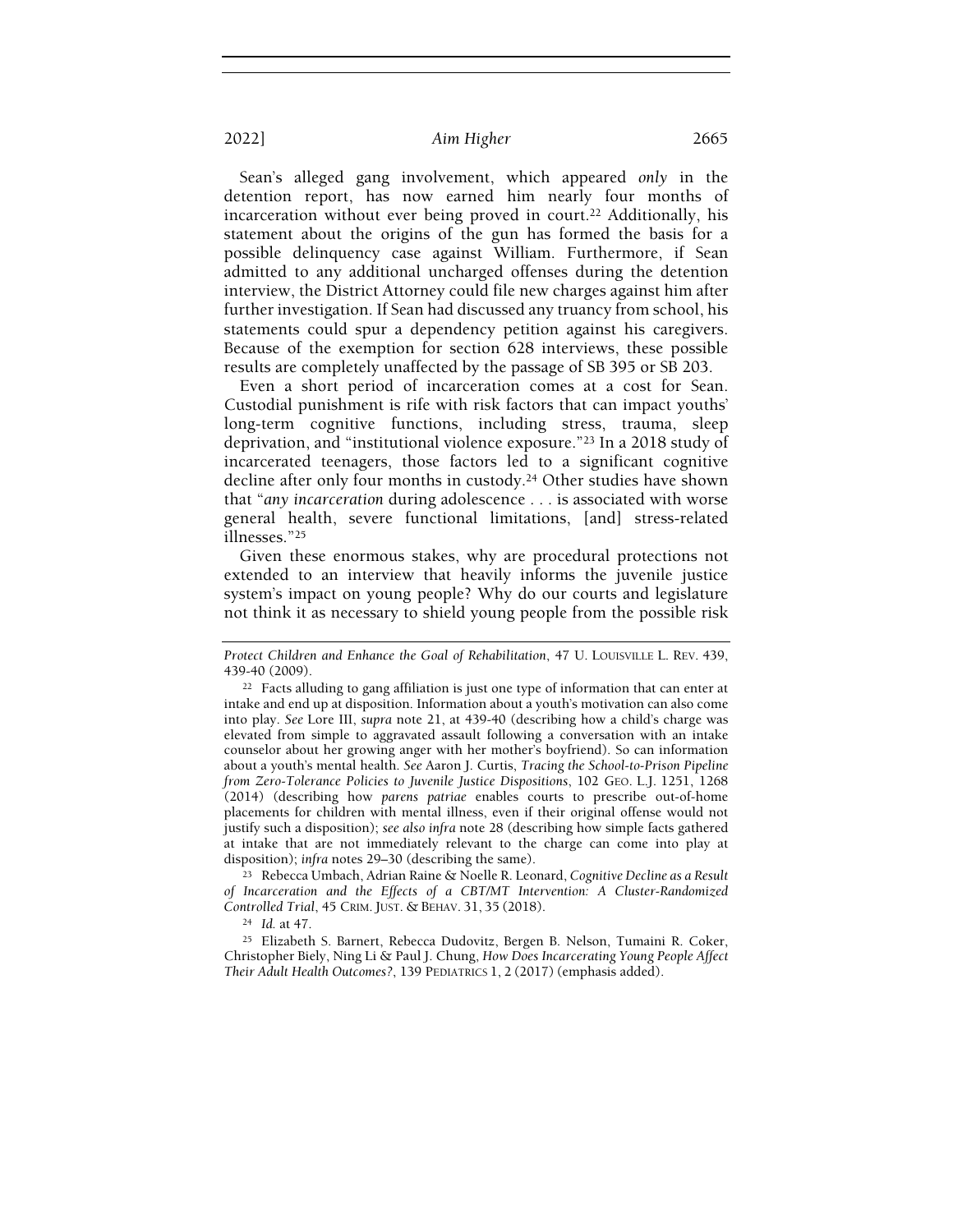Sean's alleged gang involvement, which appeared *only* in the detention report, has now earned him nearly four months of incarceration without ever being proved in court.[22] Additionally, his statement about the origins of the gun has formed the basis for a possible delinquency case against William. Furthermore, if Sean admitted to any additional uncharged offenses during the detention interview, the District Attorney could file new charges against him after further investigation. If Sean had discussed any truancy from school, his statements could spur a dependency petition against his caregivers. Because of the exemption for section 628 interviews, these possible results are completely unaffected by the passage of SB 395 or SB 203.

Even a short period of incarceration comes at a cost for Sean. Custodial punishment is rife with risk factors that can impact youths' long-term cognitive functions, including stress, trauma, sleep deprivation, and "institutional violence exposure."[23] In a 2018 study of incarcerated teenagers, those factors led to a significant cognitive decline after only four months in custody.[24] Other studies have shown that "*any incarceration* during adolescence . . . is associated with worse general health, severe functional limitations, [and] stress-related illnesses."[25]

Given these enormous stakes, why are procedural protections not extended to an interview that heavily informs the juvenile justice system's impact on young people? Why do our courts and legislature not think it as necessary to shield young people from the possible risk

*Protect Children and Enhance the Goal of Rehabilitation*, 47 U. LOUISVILLE L. REV. 439, 439-40 (2009).

[22] Facts alluding to gang affiliation is just one type of information that can enter at intake and end up at disposition. Information about a youth's motivation can also come into play. *See* Lore III, *supra* note 21, at 439-40 (describing how a child's charge was elevated from simple to aggravated assault following a conversation with an intake counselor about her growing anger with her mother's boyfriend). So can information about a youth's mental health. *See* Aaron J. Curtis, *Tracing the School-to-Prison Pipeline from Zero-Tolerance Policies to Juvenile Justice Dispositions*, 102 GEO. L.J. 1251, 1268 (2014) (describing how *parens patriae* enables courts to prescribe out-of-home placements for children with mental illness, even if their original offense would not justify such a disposition); *see also infra* note 28 (describing how simple facts gathered at intake that are not immediately relevant to the charge can come into play at disposition); *infra* notes 29–30 (describing the same).

[23] Rebecca Umbach, Adrian Raine & Noelle R. Leonard, *Cognitive Decline as a Result of Incarceration and the Effects of a CBT/MT Intervention: A Cluster-Randomized Controlled Trial*, 45 CRIM. JUST. & BEHAV. 31, 35 (2018).

[24] *Id.* at 47.

[25] Elizabeth S. Barnert, Rebecca Dudovitz, Bergen B. Nelson, Tumaini R. Coker, Christopher Biely, Ning Li & Paul J. Chung, *How Does Incarcerating Young People Affect Their Adult Health Outcomes?*, 139 PEDIATRICS 1, 2 (2017) (emphasis added).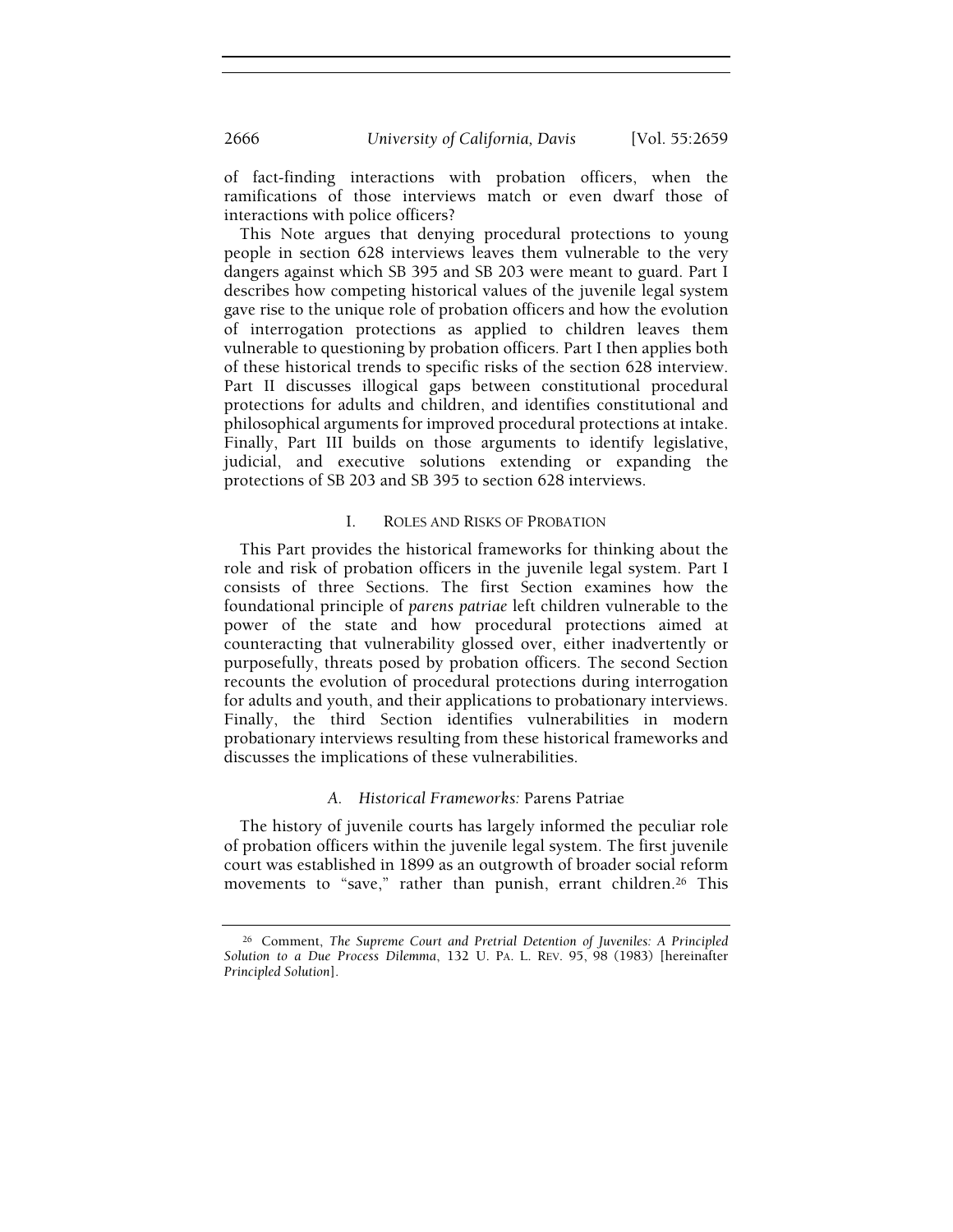of fact-finding interactions with probation officers, when the ramifications of those interviews match or even dwarf those of interactions with police officers?

This Note argues that denying procedural protections to young people in section 628 interviews leaves them vulnerable to the very dangers against which SB 395 and SB 203 were meant to guard. Part I describes how competing historical values of the juvenile legal system gave rise to the unique role of probation officers and how the evolution of interrogation protections as applied to children leaves them vulnerable to questioning by probation officers. Part I then applies both of these historical trends to specific risks of the section 628 interview. Part II discusses illogical gaps between constitutional procedural protections for adults and children, and identifies constitutional and philosophical arguments for improved procedural protections at intake. Finally, Part III builds on those arguments to identify legislative, judicial, and executive solutions extending or expanding the protections of SB 203 and SB 395 to section 628 interviews.

## I. Roles and Risks of Probation

This Part provides the historical frameworks for thinking about the role and risk of probation officers in the juvenile legal system. Part I consists of three Sections. The first Section examines how the foundational principle of *parens patriae* left children vulnerable to the power of the state and how procedural protections aimed at counteracting that vulnerability glossed over, either inadvertently or purposefully, threats posed by probation officers. The second Section recounts the evolution of procedural protections during interrogation for adults and youth, and their applications to probationary interviews. Finally, the third Section identifies vulnerabilities in modern probationary interviews resulting from these historical frameworks and discusses the implications of these vulnerabilities.

### A. *Historical Frameworks:* Parens Patriae

The history of juvenile courts has largely informed the peculiar role of probation officers within the juvenile legal system. The first juvenile court was established in 1899 as an outgrowth of broader social reform movements to "save," rather than punish, errant children.[26] This

[26] Comment, *The Supreme Court and Pretrial Detention of Juveniles: A Principled Solution to a Due Process Dilemma*, 132 U. PA. L. REV. 95, 98 (1983) [hereinafter *Principled Solution*].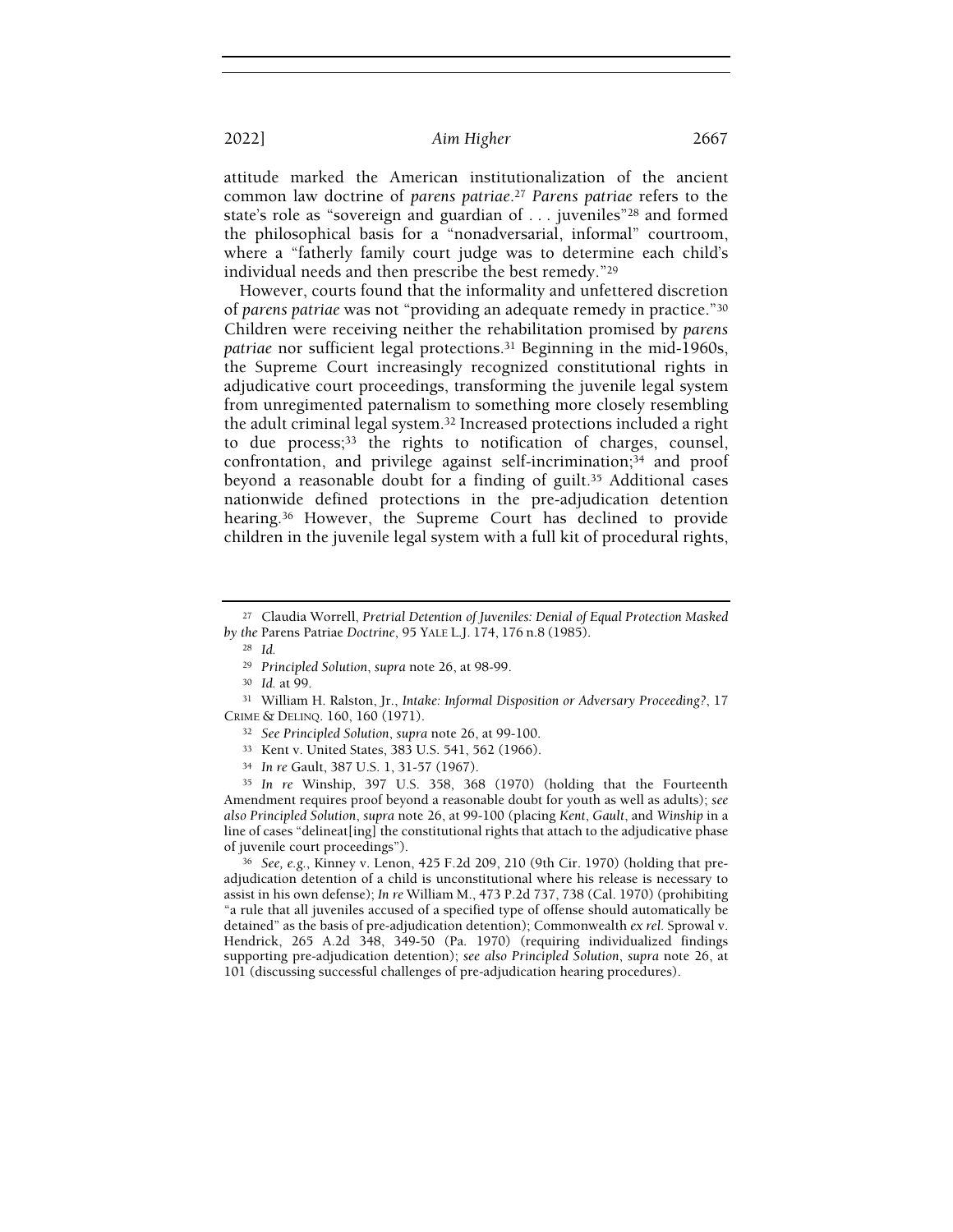attitude marked the American institutionalization of the ancient common law doctrine of *parens patriae*.[27] *Parens patriae* refers to the state's role as "sovereign and guardian of . . . juveniles"[28] and formed the philosophical basis for a "nonadversarial, informal" courtroom, where a "fatherly family court judge was to determine each child's individual needs and then prescribe the best remedy."[29]

However, courts found that the informality and unfettered discretion of *parens patriae* was not "providing an adequate remedy in practice."[30] Children were receiving neither the rehabilitation promised by *parens patriae* nor sufficient legal protections.[31] Beginning in the mid-1960s, the Supreme Court increasingly recognized constitutional rights in adjudicative court proceedings, transforming the juvenile legal system from unregimented paternalism to something more closely resembling the adult criminal legal system.[32] Increased protections included a right to due process;[33] the rights to notification of charges, counsel, confrontation, and privilege against self-incrimination;[34] and proof beyond a reasonable doubt for a finding of guilt.[35] Additional cases nationwide defined protections in the pre-adjudication detention hearing.[36] However, the Supreme Court has declined to provide children in the juvenile legal system with a full kit of procedural rights,

---

[27] Claudia Worrell, *Pretrial Detention of Juveniles: Denial of Equal Protection Masked by the* Parens Patriae *Doctrine*, 95 YALE L.J. 174, 176 n.8 (1985).

[28] *Id.*

[29] *Principled Solution*, *supra* note 26, at 98-99.

[30] *Id.* at 99.

[31] William H. Ralston, Jr., *Intake: Informal Disposition or Adversary Proceeding?*, 17 CRIME & DELINQ. 160, 160 (1971).

[32] *See Principled Solution*, *supra* note 26, at 99-100.

[33] Kent v. United States, 383 U.S. 541, 562 (1966).

[34] *In re* Gault, 387 U.S. 1, 31-57 (1967).

[35] *In re* Winship, 397 U.S. 358, 368 (1970) (holding that the Fourteenth Amendment requires proof beyond a reasonable doubt for youth as well as adults); *see also Principled Solution*, *supra* note 26, at 99-100 (placing *Kent*, *Gault*, and *Winship* in a line of cases "delineat[ing] the constitutional rights that attach to the adjudicative phase of juvenile court proceedings").

[36] *See, e.g.*, Kinney v. Lenon, 425 F.2d 209, 210 (9th Cir. 1970) (holding that pre-adjudication detention of a child is unconstitutional where his release is necessary to assist in his own defense); *In re* William M., 473 P.2d 737, 738 (Cal. 1970) (prohibiting "a rule that all juveniles accused of a specified type of offense should automatically be detained" as the basis of pre-adjudication detention); Commonwealth *ex rel.* Sprowal v. Hendrick, 265 A.2d 348, 349-50 (Pa. 1970) (requiring individualized findings supporting pre-adjudication detention); *see also Principled Solution*, *supra* note 26, at 101 (discussing successful challenges of pre-adjudication hearing procedures).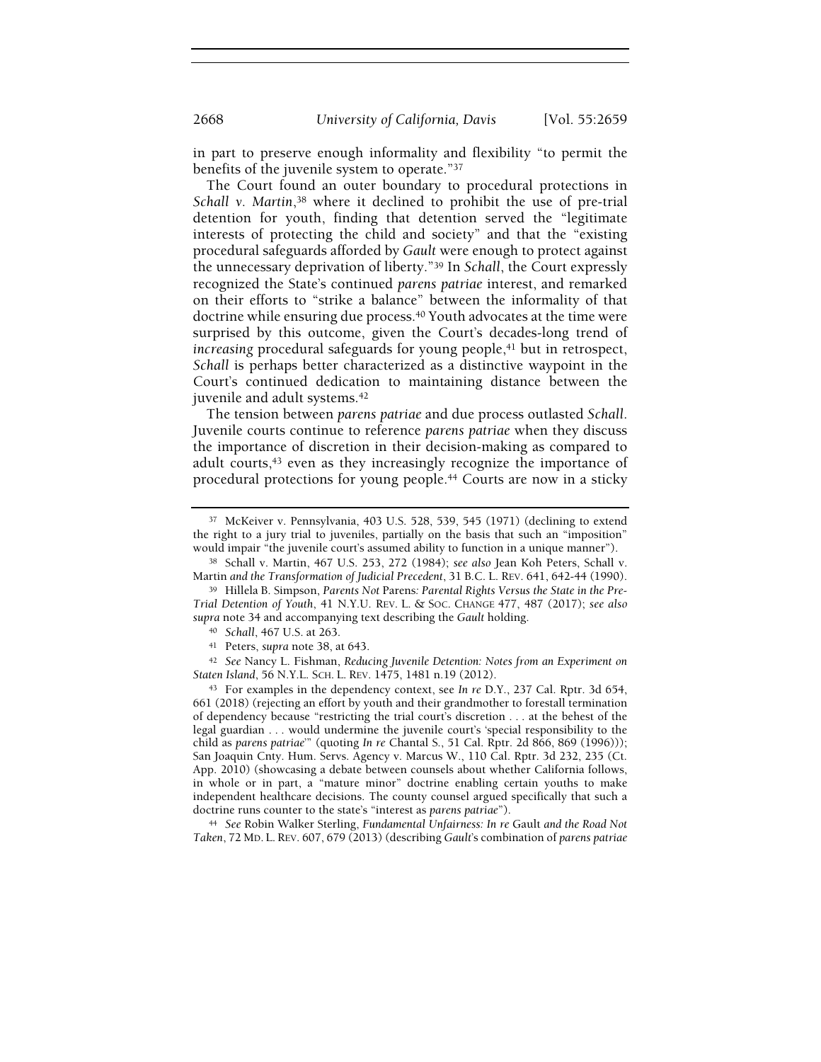in part to preserve enough informality and flexibility "to permit the benefits of the juvenile system to operate."[37]

The Court found an outer boundary to procedural protections in *Schall v. Martin*,[38] where it declined to prohibit the use of pre-trial detention for youth, finding that detention served the "legitimate interests of protecting the child and society" and that the "existing procedural safeguards afforded by *Gault* were enough to protect against the unnecessary deprivation of liberty."[39] In *Schall*, the Court expressly recognized the State's continued *parens patriae* interest, and remarked on their efforts to "strike a balance" between the informality of that doctrine while ensuring due process.[40] Youth advocates at the time were surprised by this outcome, given the Court's decades-long trend of *increasing* procedural safeguards for young people,[41] but in retrospect, *Schall* is perhaps better characterized as a distinctive waypoint in the Court's continued dedication to maintaining distance between the juvenile and adult systems.[42]

The tension between *parens patriae* and due process outlasted *Schall*. Juvenile courts continue to reference *parens patriae* when they discuss the importance of discretion in their decision-making as compared to adult courts,[43] even as they increasingly recognize the importance of procedural protections for young people.[44] Courts are now in a sticky

---

[37] McKeiver v. Pennsylvania, 403 U.S. 528, 539, 545 (1971) (declining to extend the right to a jury trial to juveniles, partially on the basis that such an "imposition" would impair "the juvenile court's assumed ability to function in a unique manner").

[38] Schall v. Martin, 467 U.S. 253, 272 (1984); *see also* Jean Koh Peters, Schall v. Martin *and the Transformation of Judicial Precedent*, 31 B.C. L. REV. 641, 642-44 (1990).

[39] Hillela B. Simpson, *Parents Not* Parens*: Parental Rights Versus the State in the Pre-Trial Detention of Youth*, 41 N.Y.U. REV. L. & SOC. CHANGE 477, 487 (2017); *see also supra* note 34 and accompanying text describing the *Gault* holding.

[40] *Schall*, 467 U.S. at 263.

[41] Peters, *supra* note 38, at 643.

[42] *See* Nancy L. Fishman, *Reducing Juvenile Detention: Notes from an Experiment on Staten Island*, 56 N.Y.L. SCH. L. REV. 1475, 1481 n.19 (2012).

[43] For examples in the dependency context, see *In re* D.Y., 237 Cal. Rptr. 3d 654, 661 (2018) (rejecting an effort by youth and their grandmother to forestall termination of dependency because "restricting the trial court's discretion . . . at the behest of the legal guardian . . . would undermine the juvenile court's 'special responsibility to the child as *parens patriae*'" (quoting *In re* Chantal S., 51 Cal. Rptr. 2d 866, 869 (1996))); San Joaquin Cnty. Hum. Servs. Agency v. Marcus W., 110 Cal. Rptr. 3d 232, 235 (Ct. App. 2010) (showcasing a debate between counsels about whether California follows, in whole or in part, a "mature minor" doctrine enabling certain youths to make independent healthcare decisions. The county counsel argued specifically that such a doctrine runs counter to the state's "interest as *parens patriae*").

[44] *See* Robin Walker Sterling, *Fundamental Unfairness: In re* Gault *and the Road Not Taken*, 72 MD. L. REV. 607, 679 (2013) (describing *Gault*'s combination of *parens patriae*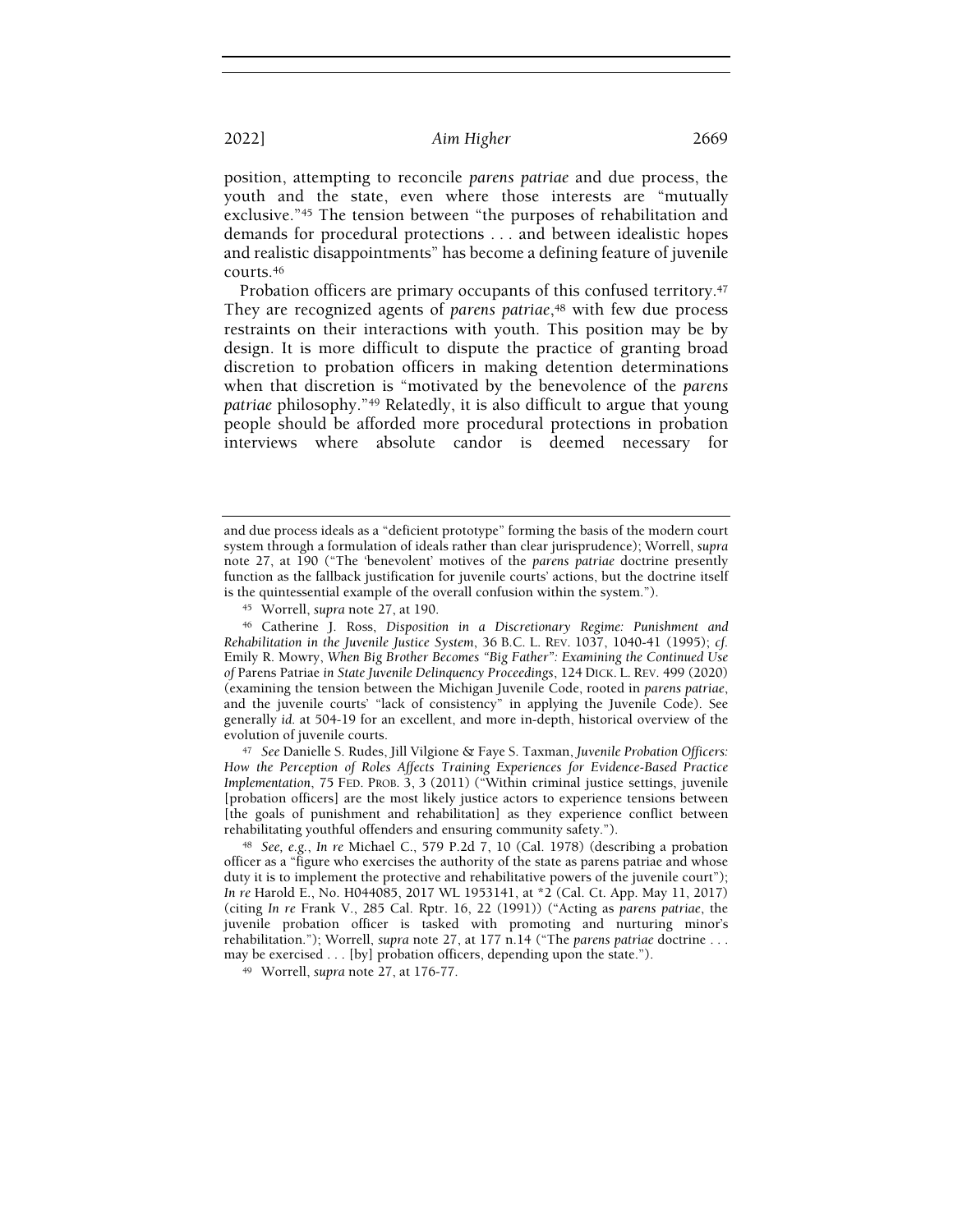position, attempting to reconcile *parens patriae* and due process, the youth and the state, even where those interests are "mutually exclusive."[45] The tension between "the purposes of rehabilitation and demands for procedural protections . . . and between idealistic hopes and realistic disappointments" has become a defining feature of juvenile courts.[46]

Probation officers are primary occupants of this confused territory.[47] They are recognized agents of *parens patriae*,[48] with few due process restraints on their interactions with youth. This position may be by design. It is more difficult to dispute the practice of granting broad discretion to probation officers in making detention determinations when that discretion is "motivated by the benevolence of the *parens patriae* philosophy."[49] Relatedly, it is also difficult to argue that young people should be afforded more procedural protections in probation interviews where absolute candor is deemed necessary for

---

and due process ideals as a "deficient prototype" forming the basis of the modern court system through a formulation of ideals rather than clear jurisprudence); Worrell, *supra* note 27, at 190 ("The 'benevolent' motives of the *parens patriae* doctrine presently function as the fallback justification for juvenile courts' actions, but the doctrine itself is the quintessential example of the overall confusion within the system.").

[45] Worrell, *supra* note 27, at 190.

[46] Catherine J. Ross, *Disposition in a Discretionary Regime: Punishment and Rehabilitation in the Juvenile Justice System*, 36 B.C. L. REV. 1037, 1040-41 (1995); *cf.* Emily R. Mowry, *When Big Brother Becomes "Big Father": Examining the Continued Use of* Parens Patriae *in State Juvenile Delinquency Proceedings*, 124 DICK. L. REV. 499 (2020) (examining the tension between the Michigan Juvenile Code, rooted in *parens patriae*, and the juvenile courts' "lack of consistency" in applying the Juvenile Code). See generally *id.* at 504-19 for an excellent, and more in-depth, historical overview of the evolution of juvenile courts.

[47] *See* Danielle S. Rudes, Jill Vilgione & Faye S. Taxman, *Juvenile Probation Officers: How the Perception of Roles Affects Training Experiences for Evidence-Based Practice Implementation*, 75 FED. PROB. 3, 3 (2011) ("Within criminal justice settings, juvenile [probation officers] are the most likely justice actors to experience tensions between [the goals of punishment and rehabilitation] as they experience conflict between rehabilitating youthful offenders and ensuring community safety.").

[48] *See, e.g.*, *In re* Michael C., 579 P.2d 7, 10 (Cal. 1978) (describing a probation officer as a "figure who exercises the authority of the state as parens patriae and whose duty it is to implement the protective and rehabilitative powers of the juvenile court"); *In re* Harold E., No. H044085, 2017 WL 1953141, at *2 (Cal. Ct. App. May 11, 2017) (citing *In re* Frank V., 285 Cal. Rptr. 16, 22 (1991)) ("Acting as *parens patriae*, the juvenile probation officer is tasked with promoting and nurturing minor's rehabilitation."); Worrell, *supra* note 27, at 177 n.14 ("The *parens patriae* doctrine . . . may be exercised . . . [by] probation officers, depending upon the state.").

[49] Worrell, *supra* note 27, at 176-77.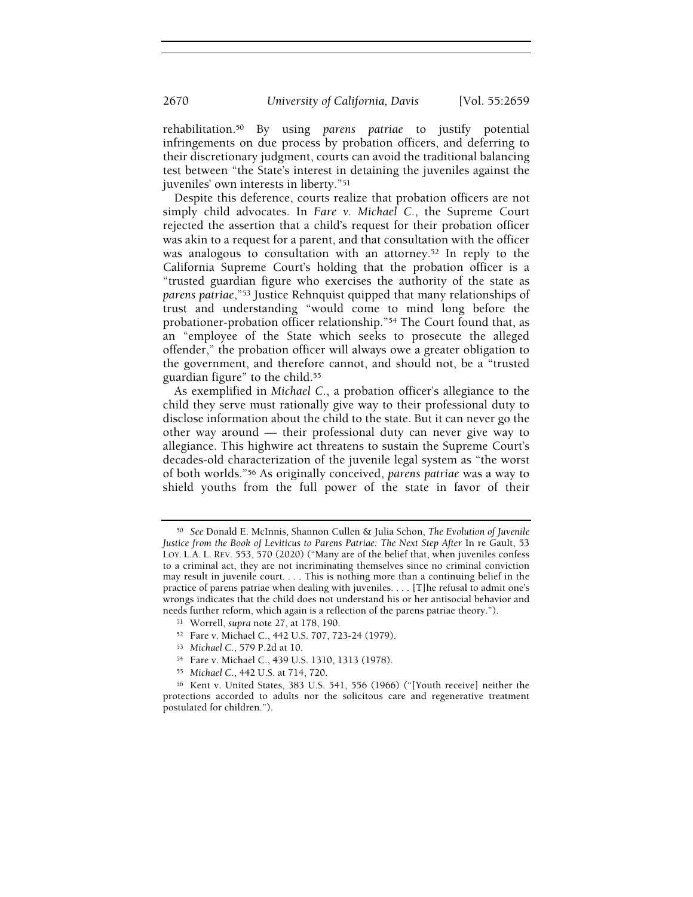rehabilitation.[50] By using *parens patriae* to justify potential infringements on due process by probation officers, and deferring to their discretionary judgment, courts can avoid the traditional balancing test between "the State's interest in detaining the juveniles against the juveniles' own interests in liberty."[51]

Despite this deference, courts realize that probation officers are not simply child advocates. In *Fare v. Michael C.*, the Supreme Court rejected the assertion that a child's request for their probation officer was akin to a request for a parent, and that consultation with the officer was analogous to consultation with an attorney.[52] In reply to the California Supreme Court's holding that the probation officer is a "trusted guardian figure who exercises the authority of the state as *parens patriae*,"[53] Justice Rehnquist quipped that many relationships of trust and understanding "would come to mind long before the probationer-probation officer relationship."[54] The Court found that, as an "employee of the State which seeks to prosecute the alleged offender," the probation officer will always owe a greater obligation to the government, and therefore cannot, and should not, be a "trusted guardian figure" to the child.[55]

As exemplified in *Michael C.*, a probation officer's allegiance to the child they serve must rationally give way to their professional duty to disclose information about the child to the state. But it can never go the other way around — their professional duty can never give way to allegiance. This highwire act threatens to sustain the Supreme Court's decades-old characterization of the juvenile legal system as "the worst of both worlds."[56] As originally conceived, *parens patriae* was a way to shield youths from the full power of the state in favor of their

---

[50] *See* Donald E. McInnis, Shannon Cullen & Julia Schon, *The Evolution of Juvenile Justice from the Book of Leviticus to Parens Patriae: The Next Step After* In re Gault, 53 LOY. L.A. L. REV. 553, 570 (2020) ("Many are of the belief that, when juveniles confess to a criminal act, they are not incriminating themselves since no criminal conviction may result in juvenile court. . . . This is nothing more than a continuing belief in the practice of parens patriae when dealing with juveniles. . . . [T]he refusal to admit one's wrongs indicates that the child does not understand his or her antisocial behavior and needs further reform, which again is a reflection of the parens patriae theory.").

[51] Worrell, *supra* note 27, at 178, 190.

[52] Fare v. Michael C., 442 U.S. 707, 723-24 (1979).

[53] *Michael C.*, 579 P.2d at 10.

[54] Fare v. Michael C., 439 U.S. 1310, 1313 (1978).

[55] *Michael C.*, 442 U.S. at 714, 720.

[56] Kent v. United States, 383 U.S. 541, 556 (1966) ("[Youth receive] neither the protections accorded to adults nor the solicitous care and regenerative treatment postulated for children.").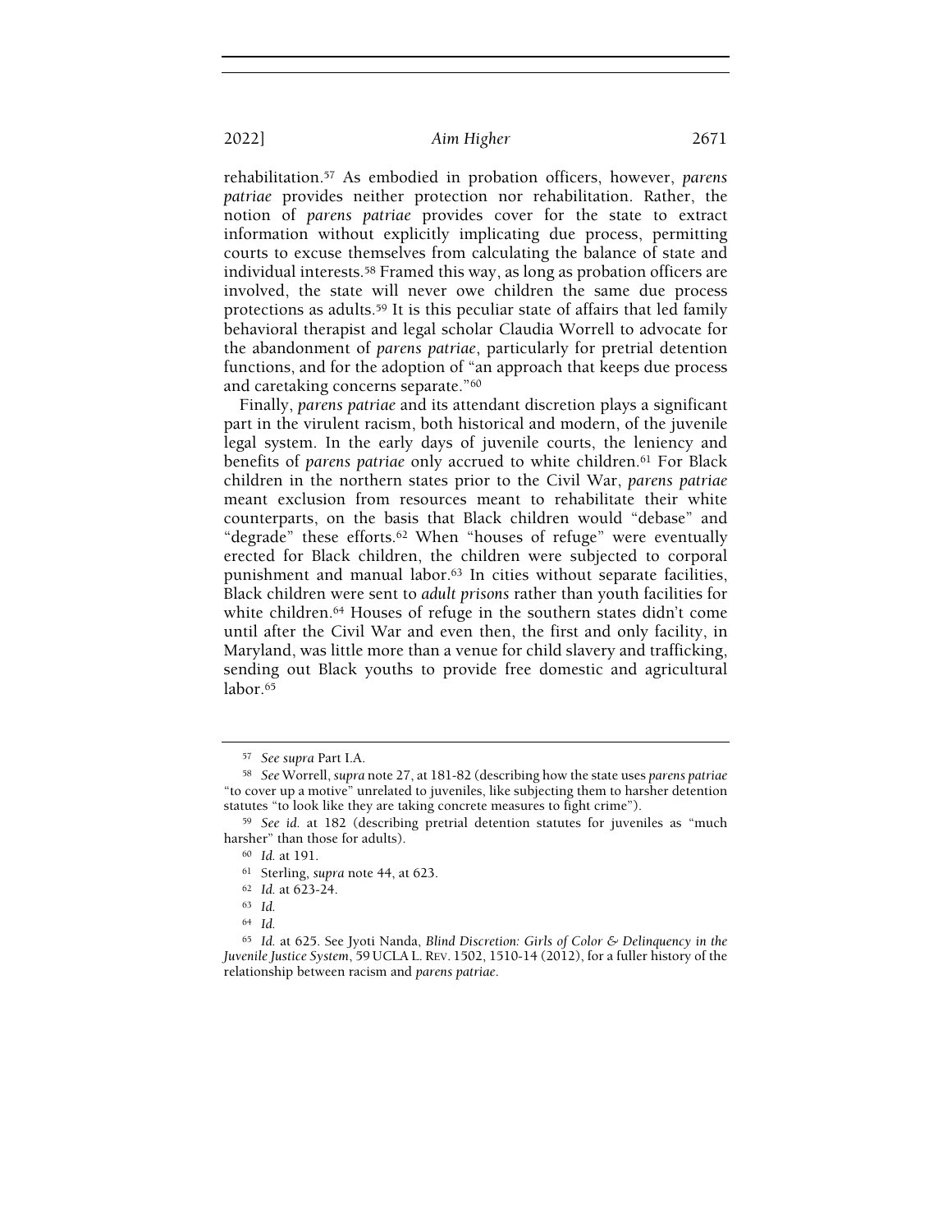rehabilitation.[57] As embodied in probation officers, however, *parens patriae* provides neither protection nor rehabilitation. Rather, the notion of *parens patriae* provides cover for the state to extract information without explicitly implicating due process, permitting courts to excuse themselves from calculating the balance of state and individual interests.[58] Framed this way, as long as probation officers are involved, the state will never owe children the same due process protections as adults.[59] It is this peculiar state of affairs that led family behavioral therapist and legal scholar Claudia Worrell to advocate for the abandonment of *parens patriae*, particularly for pretrial detention functions, and for the adoption of "an approach that keeps due process and caretaking concerns separate."[60]

Finally, *parens patriae* and its attendant discretion plays a significant part in the virulent racism, both historical and modern, of the juvenile legal system. In the early days of juvenile courts, the leniency and benefits of *parens patriae* only accrued to white children.[61] For Black children in the northern states prior to the Civil War, *parens patriae* meant exclusion from resources meant to rehabilitate their white counterparts, on the basis that Black children would "debase" and "degrade" these efforts.[62] When "houses of refuge" were eventually erected for Black children, the children were subjected to corporal punishment and manual labor.[63] In cities without separate facilities, Black children were sent to *adult prisons* rather than youth facilities for white children.[64] Houses of refuge in the southern states didn't come until after the Civil War and even then, the first and only facility, in Maryland, was little more than a venue for child slavery and trafficking, sending out Black youths to provide free domestic and agricultural labor.[65]

---

[57] *See supra* Part I.A.

[58] *See* Worrell, *supra* note 27, at 181-82 (describing how the state uses *parens patriae* "to cover up a motive" unrelated to juveniles, like subjecting them to harsher detention statutes "to look like they are taking concrete measures to fight crime").

[59] *See id.* at 182 (describing pretrial detention statutes for juveniles as "much harsher" than those for adults).

[60] *Id.* at 191.

[61] Sterling, *supra* note 44, at 623.

[62] *Id.* at 623-24.

[63] *Id.*

[64] *Id.*

[65] *Id.* at 625. See Jyoti Nanda, *Blind Discretion: Girls of Color & Delinquency in the Juvenile Justice System*, 59 UCLA L. REV. 1502, 1510-14 (2012), for a fuller history of the relationship between racism and *parens patriae*.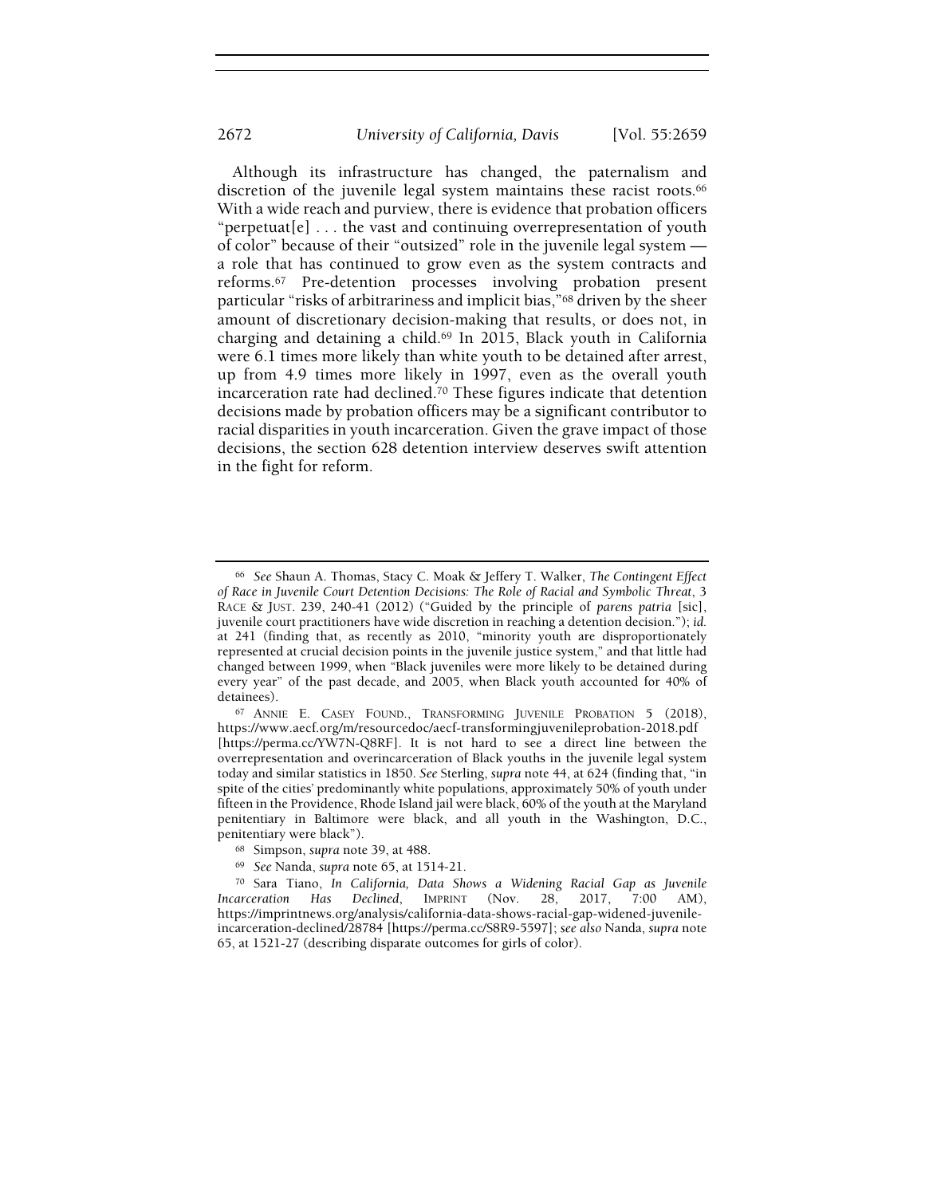Although its infrastructure has changed, the paternalism and discretion of the juvenile legal system maintains these racist roots.[66] With a wide reach and purview, there is evidence that probation officers "perpetuat[e] . . . the vast and continuing overrepresentation of youth of color" because of their "outsized" role in the juvenile legal system — a role that has continued to grow even as the system contracts and reforms.[67] Pre-detention processes involving probation present particular "risks of arbitrariness and implicit bias,"[68] driven by the sheer amount of discretionary decision-making that results, or does not, in charging and detaining a child.[69] In 2015, Black youth in California were 6.1 times more likely than white youth to be detained after arrest, up from 4.9 times more likely in 1997, even as the overall youth incarceration rate had declined.[70] These figures indicate that detention decisions made by probation officers may be a significant contributor to racial disparities in youth incarceration. Given the grave impact of those decisions, the section 628 detention interview deserves swift attention in the fight for reform.

---

[66] *See* Shaun A. Thomas, Stacy C. Moak & Jeffery T. Walker, *The Contingent Effect of Race in Juvenile Court Detention Decisions: The Role of Racial and Symbolic Threat*, 3 RACE & JUST. 239, 240-41 (2012) ("Guided by the principle of *parens patria* [sic], juvenile court practitioners have wide discretion in reaching a detention decision."); *id.* at 241 (finding that, as recently as 2010, "minority youth are disproportionately represented at crucial decision points in the juvenile justice system," and that little had changed between 1999, when "Black juveniles were more likely to be detained during every year" of the past decade, and 2005, when Black youth accounted for 40% of detainees).

[67] ANNIE E. CASEY FOUND., TRANSFORMING JUVENILE PROBATION 5 (2018), https://www.aecf.org/m/resourcedoc/aecf-transformingjuvenileprobation-2018.pdf [https://perma.cc/YW7N-Q8RF]. It is not hard to see a direct line between the overrepresentation and overincarceration of Black youths in the juvenile legal system today and similar statistics in 1850. *See* Sterling, *supra* note 44, at 624 (finding that, "in spite of the cities' predominantly white populations, approximately 50% of youth under fifteen in the Providence, Rhode Island jail were black, 60% of the youth at the Maryland penitentiary in Baltimore were black, and all youth in the Washington, D.C., penitentiary were black").

[68] Simpson, *supra* note 39, at 488.

[69] *See* Nanda, *supra* note 65, at 1514-21.

[70] Sara Tiano, *In California, Data Shows a Widening Racial Gap as Juvenile Incarceration Has Declined*, IMPRINT (Nov. 28, 2017, 7:00 AM), https://imprintnews.org/analysis/california-data-shows-racial-gap-widened-juvenile-incarceration-declined/28784 [https://perma.cc/S8R9-5597]; *see also* Nanda, *supra* note 65, at 1521-27 (describing disparate outcomes for girls of color).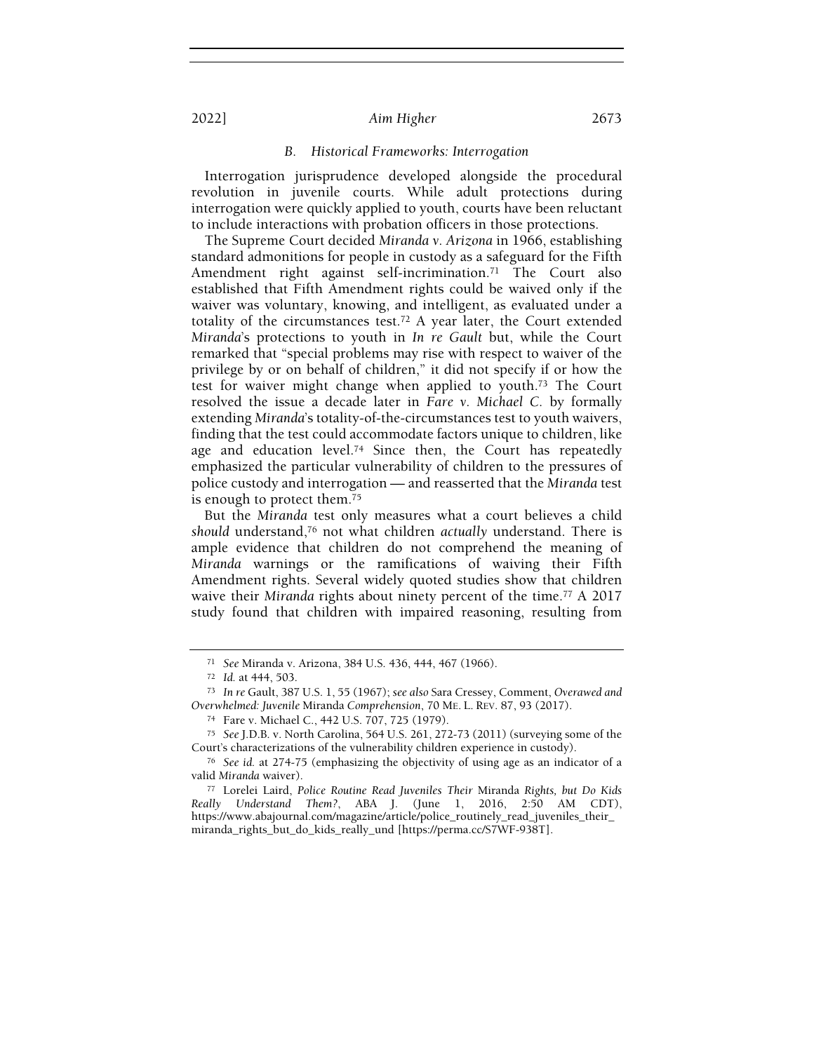### B. *Historical Frameworks: Interrogation*

Interrogation jurisprudence developed alongside the procedural revolution in juvenile courts. While adult protections during interrogation were quickly applied to youth, courts have been reluctant to include interactions with probation officers in those protections.

The Supreme Court decided *Miranda v. Arizona* in 1966, establishing standard admonitions for people in custody as a safeguard for the Fifth Amendment right against self-incrimination.[71] The Court also established that Fifth Amendment rights could be waived only if the waiver was voluntary, knowing, and intelligent, as evaluated under a totality of the circumstances test.[72] A year later, the Court extended *Miranda*'s protections to youth in *In re Gault* but, while the Court remarked that "special problems may rise with respect to waiver of the privilege by or on behalf of children," it did not specify if or how the test for waiver might change when applied to youth.[73] The Court resolved the issue a decade later in *Fare v. Michael C.* by formally extending *Miranda*'s totality-of-the-circumstances test to youth waivers, finding that the test could accommodate factors unique to children, like age and education level.[74] Since then, the Court has repeatedly emphasized the particular vulnerability of children to the pressures of police custody and interrogation — and reasserted that the *Miranda* test is enough to protect them.[75]

But the *Miranda* test only measures what a court believes a child *should* understand,[76] not what children *actually* understand. There is ample evidence that children do not comprehend the meaning of *Miranda* warnings or the ramifications of waiving their Fifth Amendment rights. Several widely quoted studies show that children waive their *Miranda* rights about ninety percent of the time.[77] A 2017 study found that children with impaired reasoning, resulting from

---

[71] *See* Miranda v. Arizona, 384 U.S. 436, 444, 467 (1966).

[72] *Id.* at 444, 503.

[73] *In re* Gault, 387 U.S. 1, 55 (1967); *see also* Sara Cressey, Comment, *Overawed and Overwhelmed: Juvenile* Miranda *Comprehension*, 70 ME. L. REV. 87, 93 (2017).

[74] Fare v. Michael C., 442 U.S. 707, 725 (1979).

[75] *See* J.D.B. v. North Carolina, 564 U.S. 261, 272-73 (2011) (surveying some of the Court's characterizations of the vulnerability children experience in custody).

[76] *See id.* at 274-75 (emphasizing the objectivity of using age as an indicator of a valid *Miranda* waiver).

[77] Lorelei Laird, *Police Routine Read Juveniles Their* Miranda *Rights, but Do Kids Really Understand Them?*, ABA J. (June 1, 2016, 2:50 AM CDT), https://www.abajournal.com/magazine/article/police_routinely_read_juveniles_their_miranda_rights_but_do_kids_really_und [https://perma.cc/S7WF-938T].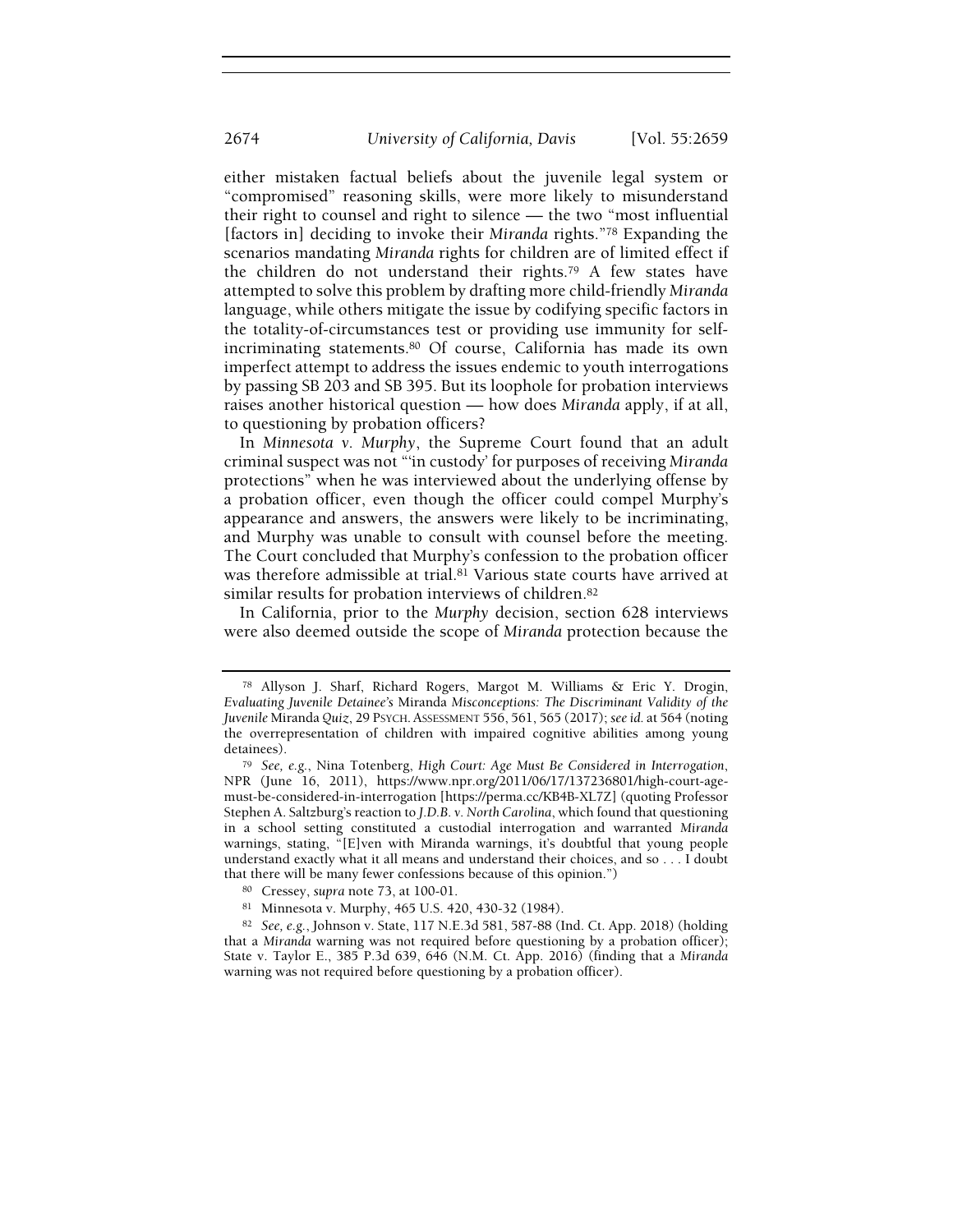either mistaken factual beliefs about the juvenile legal system or "compromised" reasoning skills, were more likely to misunderstand their right to counsel and right to silence — the two "most influential [factors in] deciding to invoke their *Miranda* rights."[78] Expanding the scenarios mandating *Miranda* rights for children are of limited effect if the children do not understand their rights.[79] A few states have attempted to solve this problem by drafting more child-friendly *Miranda* language, while others mitigate the issue by codifying specific factors in the totality-of-circumstances test or providing use immunity for self-incriminating statements.[80] Of course, California has made its own imperfect attempt to address the issues endemic to youth interrogations by passing SB 203 and SB 395. But its loophole for probation interviews raises another historical question — how does *Miranda* apply, if at all, to questioning by probation officers?

In *Minnesota v. Murphy*, the Supreme Court found that an adult criminal suspect was not "'in custody' for purposes of receiving *Miranda* protections" when he was interviewed about the underlying offense by a probation officer, even though the officer could compel Murphy's appearance and answers, the answers were likely to be incriminating, and Murphy was unable to consult with counsel before the meeting. The Court concluded that Murphy's confession to the probation officer was therefore admissible at trial.[81] Various state courts have arrived at similar results for probation interviews of children.[82]

In California, prior to the *Murphy* decision, section 628 interviews were also deemed outside the scope of *Miranda* protection because the

---

[78] Allyson J. Sharf, Richard Rogers, Margot M. Williams & Eric Y. Drogin, *Evaluating Juvenile Detainee's* Miranda *Misconceptions: The Discriminant Validity of the Juvenile* Miranda *Quiz*, 29 PSYCH. ASSESSMENT 556, 561, 565 (2017); *see id.* at 564 (noting the overrepresentation of children with impaired cognitive abilities among young detainees).

[79] *See, e.g.*, Nina Totenberg, *High Court: Age Must Be Considered in Interrogation*, NPR (June 16, 2011), https://www.npr.org/2011/06/17/137236801/high-court-age-must-be-considered-in-interrogation [https://perma.cc/KB4B-XL7Z] (quoting Professor Stephen A. Saltzburg's reaction to *J.D.B. v. North Carolina*, which found that questioning in a school setting constituted a custodial interrogation and warranted *Miranda* warnings, stating, "[E]ven with Miranda warnings, it's doubtful that young people understand exactly what it all means and understand their choices, and so . . . I doubt that there will be many fewer confessions because of this opinion.")

[80] Cressey, *supra* note 73, at 100-01.

[81] Minnesota v. Murphy, 465 U.S. 420, 430-32 (1984).

[82] *See, e.g.*, Johnson v. State, 117 N.E.3d 581, 587-88 (Ind. Ct. App. 2018) (holding that a *Miranda* warning was not required before questioning by a probation officer); State v. Taylor E., 385 P.3d 639, 646 (N.M. Ct. App. 2016) (finding that a *Miranda* warning was not required before questioning by a probation officer).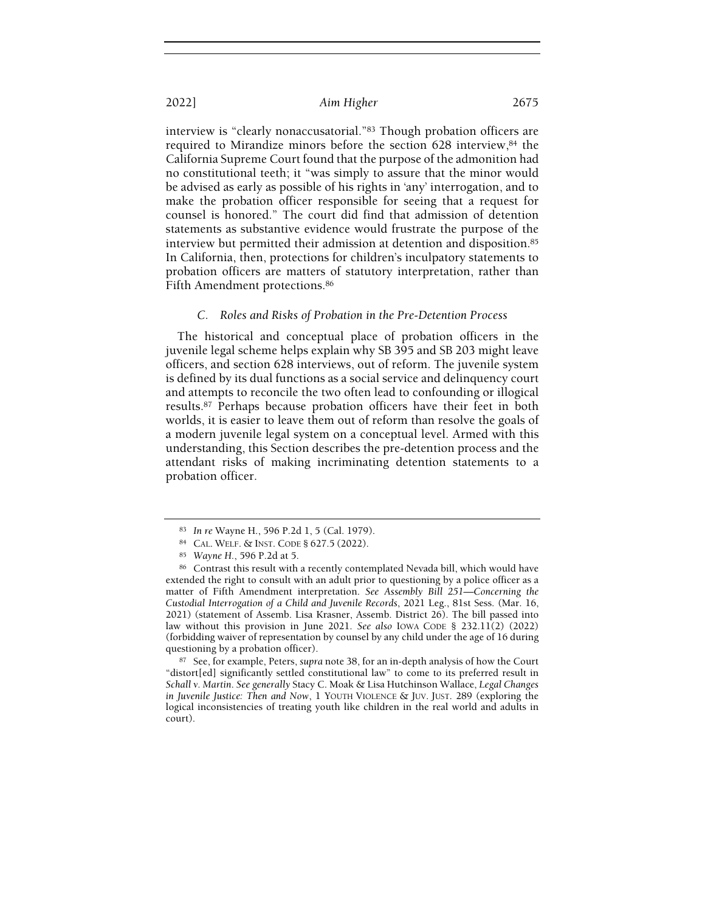interview is "clearly nonaccusatorial."[83] Though probation officers are required to Mirandize minors before the section 628 interview,[84] the California Supreme Court found that the purpose of the admonition had no constitutional teeth; it "was simply to assure that the minor would be advised as early as possible of his rights in 'any' interrogation, and to make the probation officer responsible for seeing that a request for counsel is honored." The court did find that admission of detention statements as substantive evidence would frustrate the purpose of the interview but permitted their admission at detention and disposition.[85] In California, then, protections for children's inculpatory statements to probation officers are matters of statutory interpretation, rather than Fifth Amendment protections.[86]

### C. *Roles and Risks of Probation in the Pre-Detention Process*

The historical and conceptual place of probation officers in the juvenile legal scheme helps explain why SB 395 and SB 203 might leave officers, and section 628 interviews, out of reform. The juvenile system is defined by its dual functions as a social service and delinquency court and attempts to reconcile the two often lead to confounding or illogical results.[87] Perhaps because probation officers have their feet in both worlds, it is easier to leave them out of reform than resolve the goals of a modern juvenile legal system on a conceptual level. Armed with this understanding, this Section describes the pre-detention process and the attendant risks of making incriminating detention statements to a probation officer.

---

[83] *In re* Wayne H., 596 P.2d 1, 5 (Cal. 1979).

[84] CAL. WELF. & INST. CODE § 627.5 (2022).

[85] *Wayne H.*, 596 P.2d at 5.

[86] Contrast this result with a recently contemplated Nevada bill, which would have extended the right to consult with an adult prior to questioning by a police officer as a matter of Fifth Amendment interpretation. *See Assembly Bill 251—Concerning the Custodial Interrogation of a Child and Juvenile Records*, 2021 Leg., 81st Sess. (Mar. 16, 2021) (statement of Assemb. Lisa Krasner, Assemb. District 26). The bill passed into law without this provision in June 2021. *See also* IOWA CODE § 232.11(2) (2022) (forbidding waiver of representation by counsel by any child under the age of 16 during questioning by a probation officer).

[87] See, for example, Peters, *supra* note 38, for an in-depth analysis of how the Court "distort[ed] significantly settled constitutional law" to come to its preferred result in *Schall v. Martin*. *See generally* Stacy C. Moak & Lisa Hutchinson Wallace, *Legal Changes in Juvenile Justice: Then and Now*, 1 YOUTH VIOLENCE & JUV. JUST. 289 (exploring the logical inconsistencies of treating youth like children in the real world and adults in court).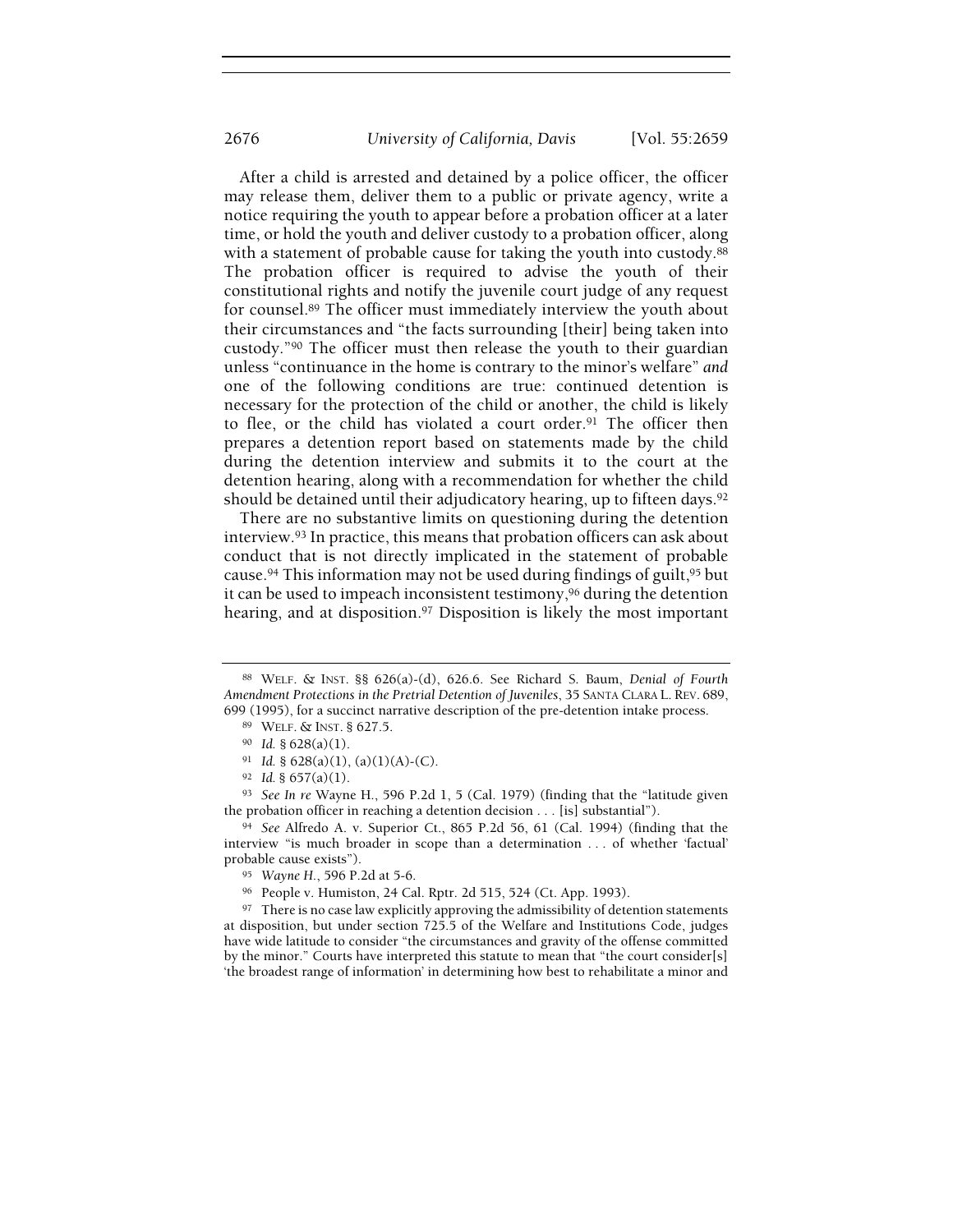After a child is arrested and detained by a police officer, the officer may release them, deliver them to a public or private agency, write a notice requiring the youth to appear before a probation officer at a later time, or hold the youth and deliver custody to a probation officer, along with a statement of probable cause for taking the youth into custody.[88] The probation officer is required to advise the youth of their constitutional rights and notify the juvenile court judge of any request for counsel.[89] The officer must immediately interview the youth about their circumstances and "the facts surrounding [their] being taken into custody."[90] The officer must then release the youth to their guardian unless "continuance in the home is contrary to the minor's welfare" *and* one of the following conditions are true: continued detention is necessary for the protection of the child or another, the child is likely to flee, or the child has violated a court order.[91] The officer then prepares a detention report based on statements made by the child during the detention interview and submits it to the court at the detention hearing, along with a recommendation for whether the child should be detained until their adjudicatory hearing, up to fifteen days.[92]

There are no substantive limits on questioning during the detention interview.[93] In practice, this means that probation officers can ask about conduct that is not directly implicated in the statement of probable cause.[94] This information may not be used during findings of guilt,[95] but it can be used to impeach inconsistent testimony,[96] during the detention hearing, and at disposition.[97] Disposition is likely the most important

---

[88] WELF. & INST. §§ 626(a)-(d), 626.6. See Richard S. Baum, *Denial of Fourth Amendment Protections in the Pretrial Detention of Juveniles*, 35 SANTA CLARA L. REV. 689, 699 (1995), for a succinct narrative description of the pre-detention intake process.

[89] WELF. & INST. § 627.5.

[90] *Id.* § 628(a)(1).

[91] *Id.* § 628(a)(1), (a)(1)(A)-(C).

[92] *Id.* § 657(a)(1).

[93] *See In re* Wayne H., 596 P.2d 1, 5 (Cal. 1979) (finding that the "latitude given the probation officer in reaching a detention decision . . . [is] substantial").

[94] *See* Alfredo A. v. Superior Ct., 865 P.2d 56, 61 (Cal. 1994) (finding that the interview "is much broader in scope than a determination . . . of whether 'factual' probable cause exists").

[95] *Wayne H.*, 596 P.2d at 5-6.

[96] People v. Humiston, 24 Cal. Rptr. 2d 515, 524 (Ct. App. 1993).

[97] There is no case law explicitly approving the admissibility of detention statements at disposition, but under section 725.5 of the Welfare and Institutions Code, judges have wide latitude to consider "the circumstances and gravity of the offense committed by the minor." Courts have interpreted this statute to mean that "the court consider[s] 'the broadest range of information' in determining how best to rehabilitate a minor and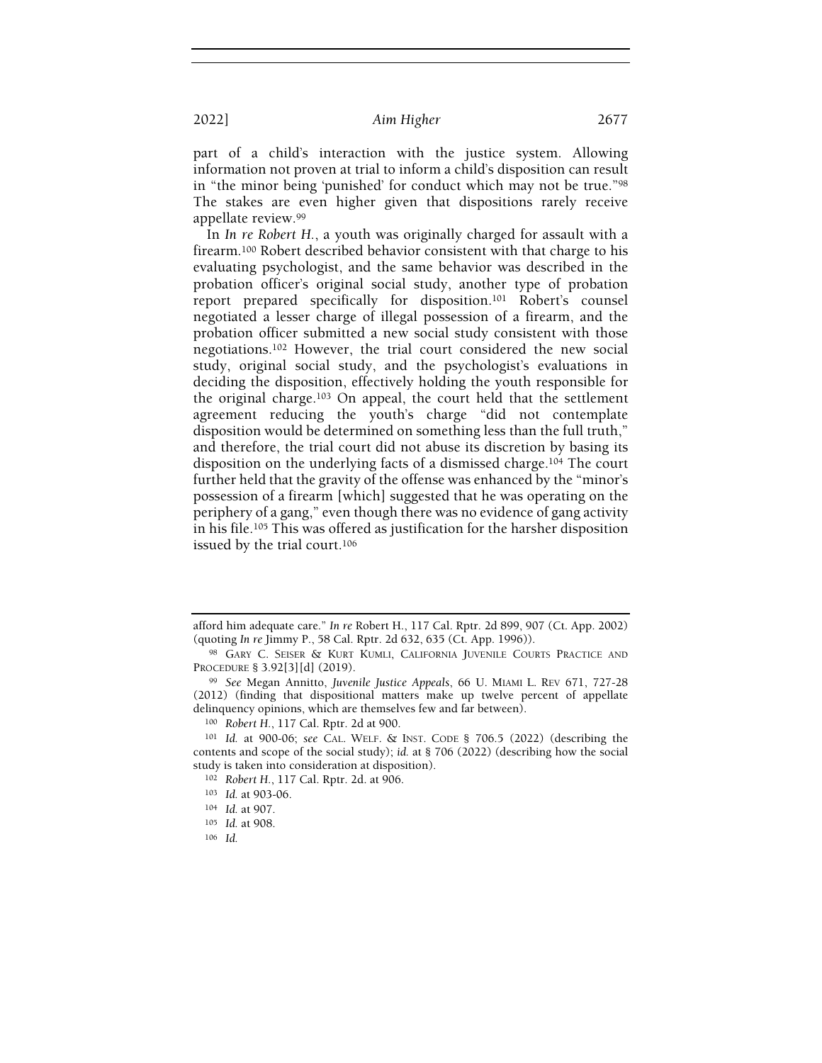part of a child's interaction with the justice system. Allowing information not proven at trial to inform a child's disposition can result in "the minor being 'punished' for conduct which may not be true."[98] The stakes are even higher given that dispositions rarely receive appellate review.[99]

In *In re Robert H.*, a youth was originally charged for assault with a firearm.[100] Robert described behavior consistent with that charge to his evaluating psychologist, and the same behavior was described in the probation officer's original social study, another type of probation report prepared specifically for disposition.[101] Robert's counsel negotiated a lesser charge of illegal possession of a firearm, and the probation officer submitted a new social study consistent with those negotiations.[102] However, the trial court considered the new social study, original social study, and the psychologist's evaluations in deciding the disposition, effectively holding the youth responsible for the original charge.[103] On appeal, the court held that the settlement agreement reducing the youth's charge "did not contemplate disposition would be determined on something less than the full truth," and therefore, the trial court did not abuse its discretion by basing its disposition on the underlying facts of a dismissed charge.[104] The court further held that the gravity of the offense was enhanced by the "minor's possession of a firearm [which] suggested that he was operating on the periphery of a gang," even though there was no evidence of gang activity in his file.[105] This was offered as justification for the harsher disposition issued by the trial court.[106]

---

afford him adequate care." *In re* Robert H., 117 Cal. Rptr. 2d 899, 907 (Ct. App. 2002) (quoting *In re* Jimmy P., 58 Cal. Rptr. 2d 632, 635 (Ct. App. 1996)).

[98] GARY C. SEISER & KURT KUMLI, CALIFORNIA JUVENILE COURTS PRACTICE AND PROCEDURE § 3.92[3][d] (2019).

[99] *See* Megan Annitto, *Juvenile Justice Appeals*, 66 U. MIAMI L. REV 671, 727-28 (2012) (finding that dispositional matters make up twelve percent of appellate delinquency opinions, which are themselves few and far between).

[100] *Robert H.*, 117 Cal. Rptr. 2d at 900.

[101] *Id.* at 900-06; *see* CAL. WELF. & INST. CODE § 706.5 (2022) (describing the contents and scope of the social study); *id.* at § 706 (2022) (describing how the social study is taken into consideration at disposition).

[102] *Robert H.*, 117 Cal. Rptr. 2d. at 906.

[103] *Id.* at 903-06.

[104] *Id.* at 907.

[105] *Id.* at 908.

[106] *Id.*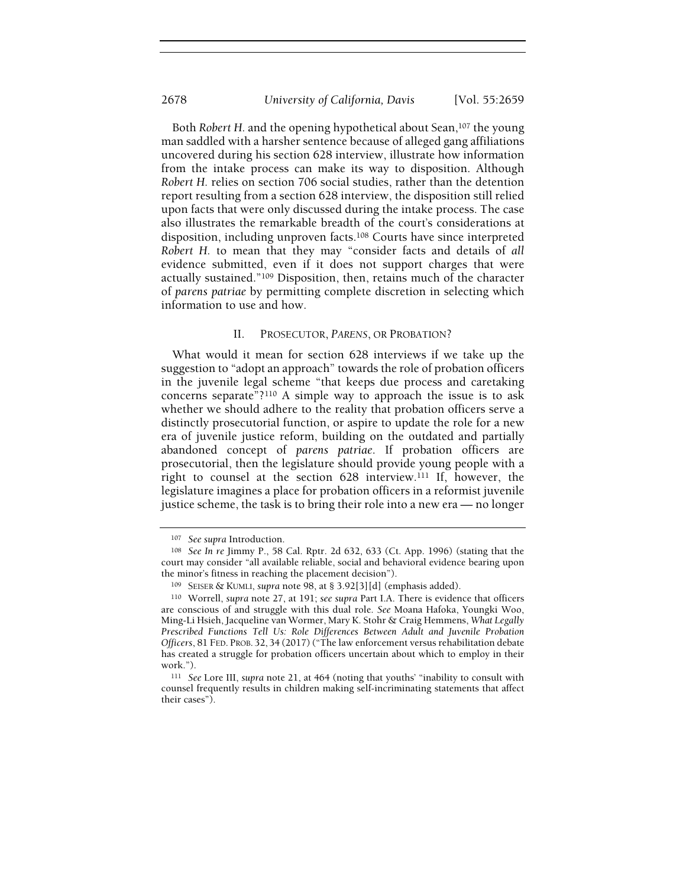Both *Robert H.* and the opening hypothetical about Sean,[107] the young man saddled with a harsher sentence because of alleged gang affiliations uncovered during his section 628 interview, illustrate how information from the intake process can make its way to disposition. Although *Robert H.* relies on section 706 social studies, rather than the detention report resulting from a section 628 interview, the disposition still relied upon facts that were only discussed during the intake process. The case also illustrates the remarkable breadth of the court's considerations at disposition, including unproven facts.[108] Courts have since interpreted *Robert H.* to mean that they may "consider facts and details of *all* evidence submitted, even if it does not support charges that were actually sustained."[109] Disposition, then, retains much of the character of *parens patriae* by permitting complete discretion in selecting which information to use and how.

## II. PROSECUTOR, *PARENS*, OR PROBATION?

What would it mean for section 628 interviews if we take up the suggestion to "adopt an approach" towards the role of probation officers in the juvenile legal scheme "that keeps due process and caretaking concerns separate"?[110] A simple way to approach the issue is to ask whether we should adhere to the reality that probation officers serve a distinctly prosecutorial function, or aspire to update the role for a new era of juvenile justice reform, building on the outdated and partially abandoned concept of *parens patriae*. If probation officers are prosecutorial, then the legislature should provide young people with a right to counsel at the section 628 interview.[111] If, however, the legislature imagines a place for probation officers in a reformist juvenile justice scheme, the task is to bring their role into a new era — no longer

---

[107] *See supra* Introduction.

[108] *See In re* Jimmy P., 58 Cal. Rptr. 2d 632, 633 (Ct. App. 1996) (stating that the court may consider "all available reliable, social and behavioral evidence bearing upon the minor's fitness in reaching the placement decision").

[109] SEISER & KUMLI, *supra* note 98, at § 3.92[3][d] (emphasis added).

[110] Worrell, *supra* note 27, at 191; *see supra* Part I.A. There is evidence that officers are conscious of and struggle with this dual role. *See* Moana Hafoka, Youngki Woo, Ming-Li Hsieh, Jacqueline van Wormer, Mary K. Stohr & Craig Hemmens, *What Legally Prescribed Functions Tell Us: Role Differences Between Adult and Juvenile Probation Officers*, 81 FED. PROB. 32, 34 (2017) ("The law enforcement versus rehabilitation debate has created a struggle for probation officers uncertain about which to employ in their work.").

[111] *See* Lore III, *supra* note 21, at 464 (noting that youths' "inability to consult with counsel frequently results in children making self-incriminating statements that affect their cases").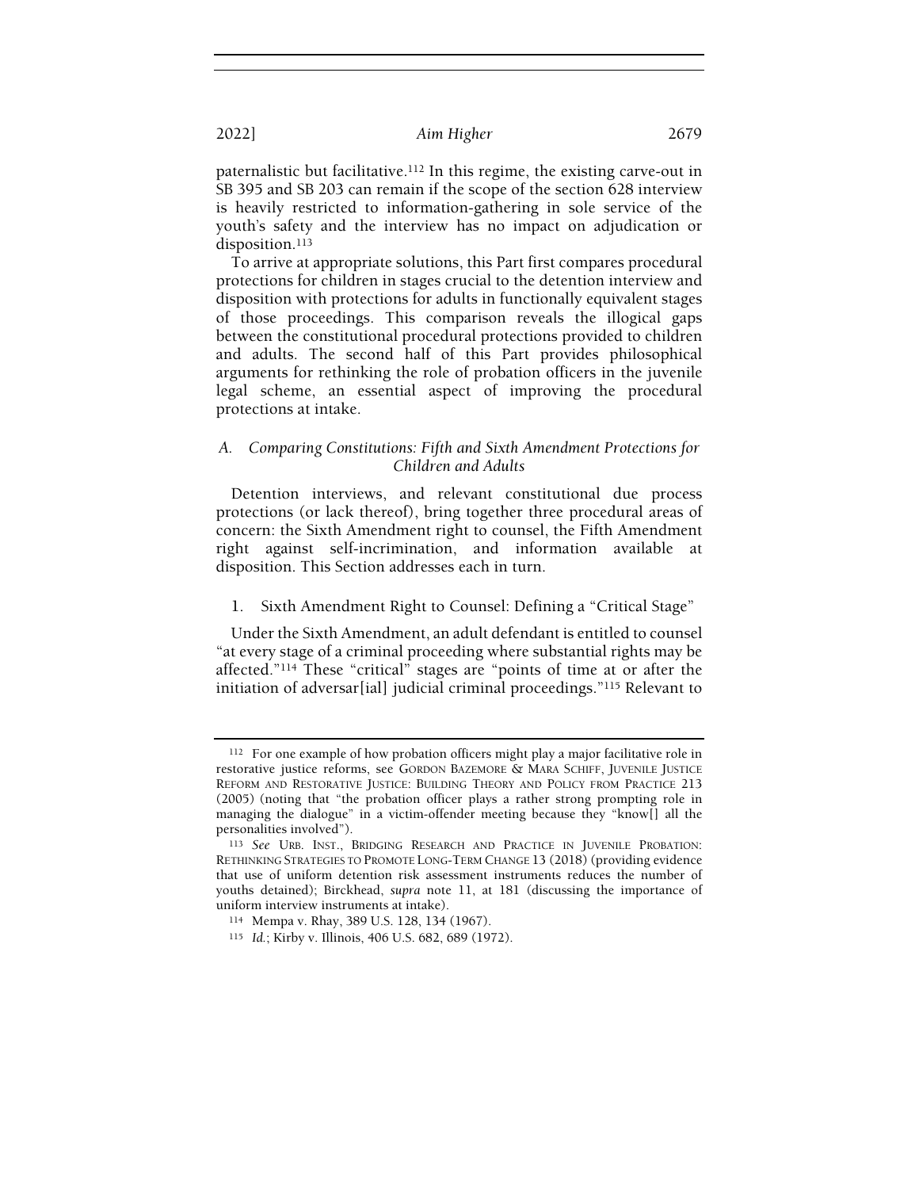paternalistic but facilitative.[112] In this regime, the existing carve-out in SB 395 and SB 203 can remain if the scope of the section 628 interview is heavily restricted to information-gathering in sole service of the youth's safety and the interview has no impact on adjudication or disposition.[113]

To arrive at appropriate solutions, this Part first compares procedural protections for children in stages crucial to the detention interview and disposition with protections for adults in functionally equivalent stages of those proceedings. This comparison reveals the illogical gaps between the constitutional procedural protections provided to children and adults. The second half of this Part provides philosophical arguments for rethinking the role of probation officers in the juvenile legal scheme, an essential aspect of improving the procedural protections at intake.

## *A. Comparing Constitutions: Fifth and Sixth Amendment Protections for Children and Adults*

Detention interviews, and relevant constitutional due process protections (or lack thereof), bring together three procedural areas of concern: the Sixth Amendment right to counsel, the Fifth Amendment right against self-incrimination, and information available at disposition. This Section addresses each in turn.

### 1. Sixth Amendment Right to Counsel: Defining a "Critical Stage"

Under the Sixth Amendment, an adult defendant is entitled to counsel "at every stage of a criminal proceeding where substantial rights may be affected."[114] These "critical" stages are "points of time at or after the initiation of adversar[ial] judicial criminal proceedings."[115] Relevant to

---

[112] For one example of how probation officers might play a major facilitative role in restorative justice reforms, see GORDON BAZEMORE & MARA SCHIFF, JUVENILE JUSTICE REFORM AND RESTORATIVE JUSTICE: BUILDING THEORY AND POLICY FROM PRACTICE 213 (2005) (noting that "the probation officer plays a rather strong prompting role in managing the dialogue" in a victim-offender meeting because they "know[] all the personalities involved").

[113] *See* URB. INST., BRIDGING RESEARCH AND PRACTICE IN JUVENILE PROBATION: RETHINKING STRATEGIES TO PROMOTE LONG-TERM CHANGE 13 (2018) (providing evidence that use of uniform detention risk assessment instruments reduces the number of youths detained); Birckhead, *supra* note 11, at 181 (discussing the importance of uniform interview instruments at intake).

[114] Mempa v. Rhay, 389 U.S. 128, 134 (1967).

[115] *Id.*; Kirby v. Illinois, 406 U.S. 682, 689 (1972).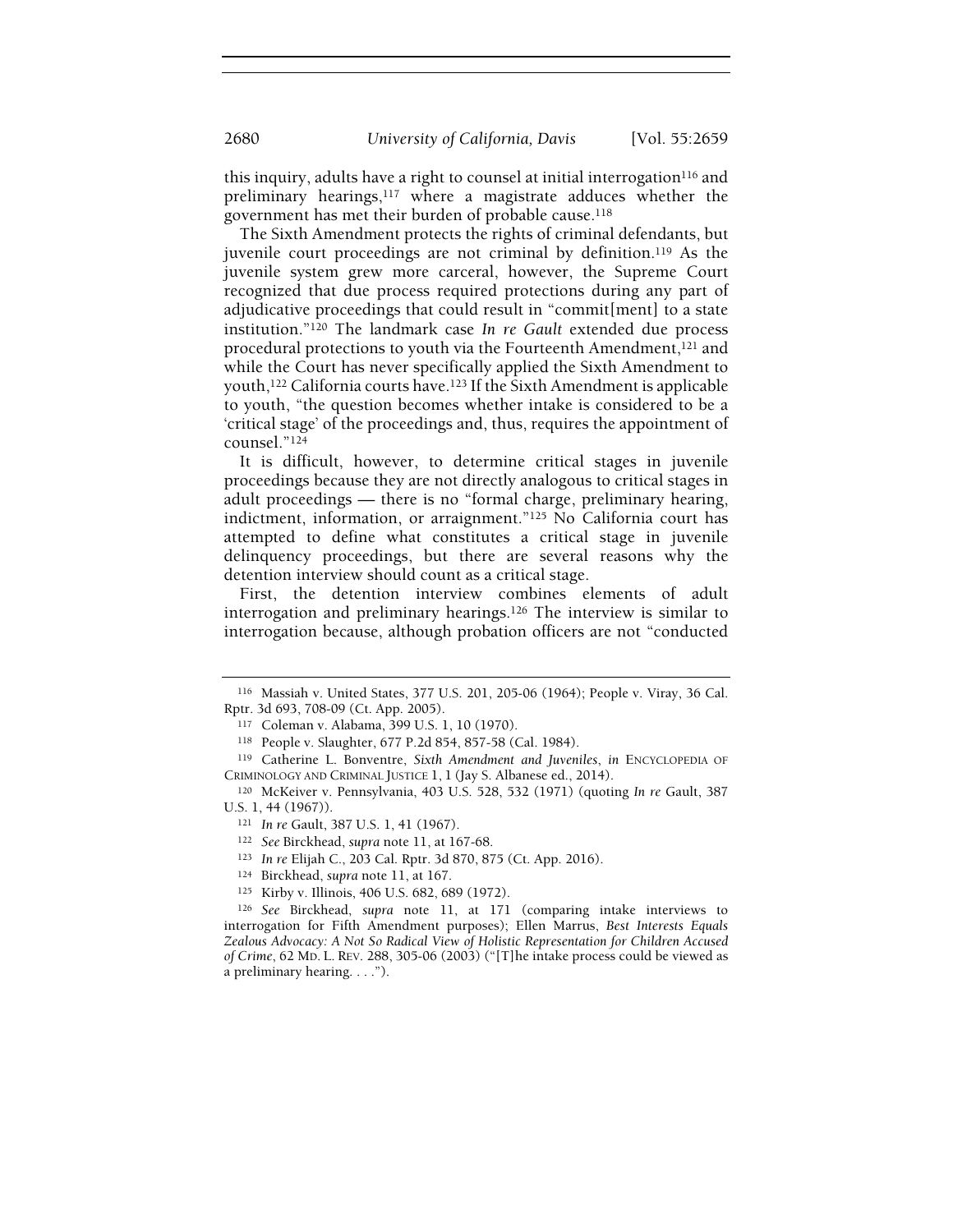this inquiry, adults have a right to counsel at initial interrogation[116] and preliminary hearings,[117] where a magistrate adduces whether the government has met their burden of probable cause.[118]

The Sixth Amendment protects the rights of criminal defendants, but juvenile court proceedings are not criminal by definition.[119] As the juvenile system grew more carceral, however, the Supreme Court recognized that due process required protections during any part of adjudicative proceedings that could result in "commit[ment] to a state institution."[120] The landmark case *In re Gault* extended due process procedural protections to youth via the Fourteenth Amendment,[121] and while the Court has never specifically applied the Sixth Amendment to youth,[122] California courts have.[123] If the Sixth Amendment is applicable to youth, "the question becomes whether intake is considered to be a 'critical stage' of the proceedings and, thus, requires the appointment of counsel."[124]

It is difficult, however, to determine critical stages in juvenile proceedings because they are not directly analogous to critical stages in adult proceedings — there is no "formal charge, preliminary hearing, indictment, information, or arraignment."[125] No California court has attempted to define what constitutes a critical stage in juvenile delinquency proceedings, but there are several reasons why the detention interview should count as a critical stage.

First, the detention interview combines elements of adult interrogation and preliminary hearings.[126] The interview is similar to interrogation because, although probation officers are not "conducted

---

[116] Massiah v. United States, 377 U.S. 201, 205-06 (1964); People v. Viray, 36 Cal. Rptr. 3d 693, 708-09 (Ct. App. 2005).

[117] Coleman v. Alabama, 399 U.S. 1, 10 (1970).

[118] People v. Slaughter, 677 P.2d 854, 857-58 (Cal. 1984).

[119] Catherine L. Bonventre, *Sixth Amendment and Juveniles*, *in* ENCYCLOPEDIA OF CRIMINOLOGY AND CRIMINAL JUSTICE 1, 1 (Jay S. Albanese ed., 2014).

[120] McKeiver v. Pennsylvania, 403 U.S. 528, 532 (1971) (quoting *In re* Gault, 387 U.S. 1, 44 (1967)).

[121] *In re* Gault, 387 U.S. 1, 41 (1967).

[122] *See* Birckhead, *supra* note 11, at 167-68.

[123] *In re* Elijah C., 203 Cal. Rptr. 3d 870, 875 (Ct. App. 2016).

[124] Birckhead, *supra* note 11, at 167.

[125] Kirby v. Illinois, 406 U.S. 682, 689 (1972).

[126] *See* Birckhead, *supra* note 11, at 171 (comparing intake interviews to interrogation for Fifth Amendment purposes); Ellen Marrus, *Best Interests Equals Zealous Advocacy: A Not So Radical View of Holistic Representation for Children Accused of Crime*, 62 MD. L. REV. 288, 305-06 (2003) ("[T]he intake process could be viewed as a preliminary hearing. . . .").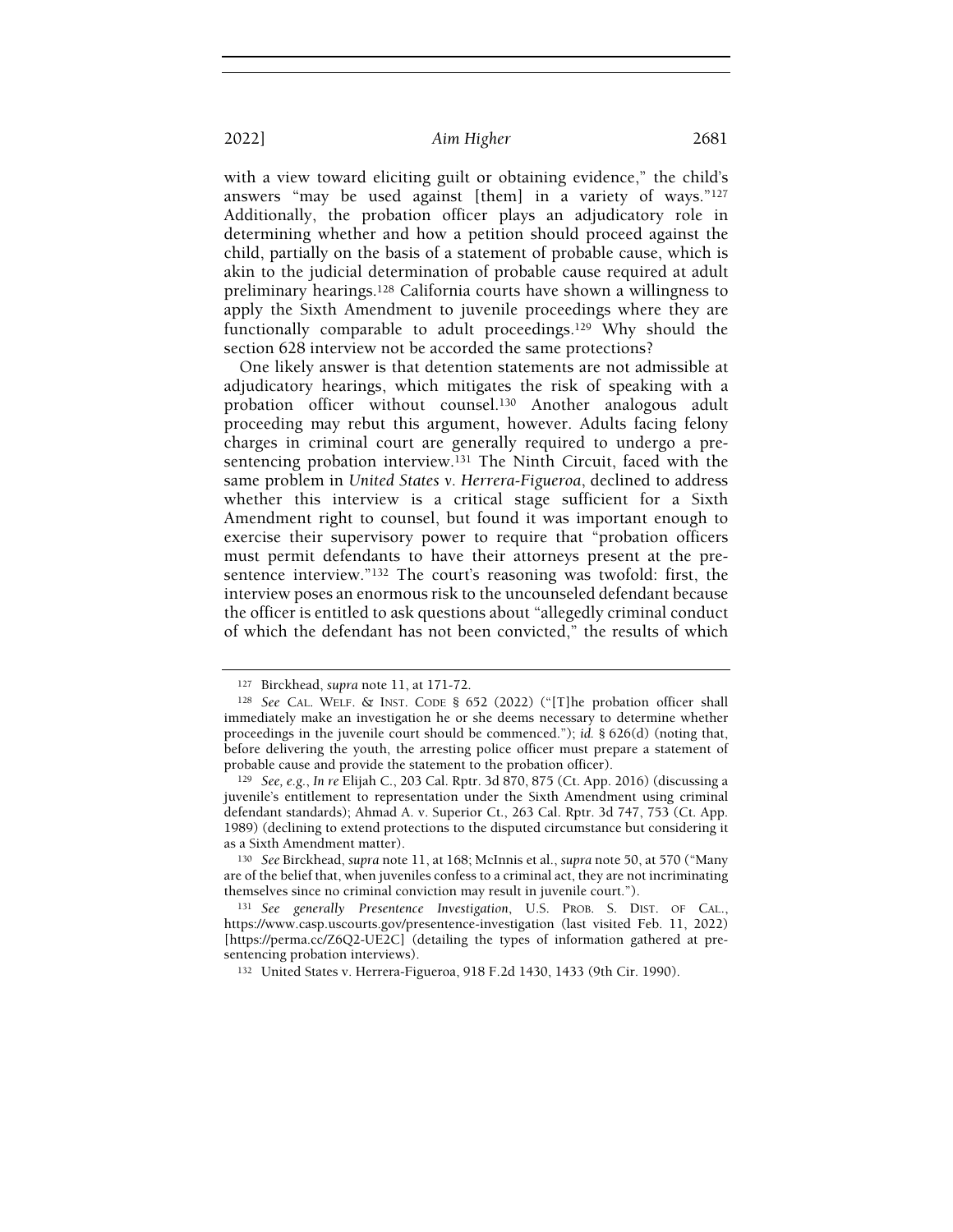with a view toward eliciting guilt or obtaining evidence," the child's answers "may be used against [them] in a variety of ways."[127] Additionally, the probation officer plays an adjudicatory role in determining whether and how a petition should proceed against the child, partially on the basis of a statement of probable cause, which is akin to the judicial determination of probable cause required at adult preliminary hearings.[128] California courts have shown a willingness to apply the Sixth Amendment to juvenile proceedings where they are functionally comparable to adult proceedings.[129] Why should the section 628 interview not be accorded the same protections?

One likely answer is that detention statements are not admissible at adjudicatory hearings, which mitigates the risk of speaking with a probation officer without counsel.[130] Another analogous adult proceeding may rebut this argument, however. Adults facing felony charges in criminal court are generally required to undergo a pre-sentencing probation interview.[131] The Ninth Circuit, faced with the same problem in *United States v. Herrera-Figueroa*, declined to address whether this interview is a critical stage sufficient for a Sixth Amendment right to counsel, but found it was important enough to exercise their supervisory power to require that "probation officers must permit defendants to have their attorneys present at the pre-sentence interview."[132] The court's reasoning was twofold: first, the interview poses an enormous risk to the uncounseled defendant because the officer is entitled to ask questions about "allegedly criminal conduct of which the defendant has not been convicted," the results of which

---

[127] Birckhead, *supra* note 11, at 171-72.

[128] *See* CAL. WELF. & INST. CODE § 652 (2022) ("[T]he probation officer shall immediately make an investigation he or she deems necessary to determine whether proceedings in the juvenile court should be commenced."); *id.* § 626(d) (noting that, before delivering the youth, the arresting police officer must prepare a statement of probable cause and provide the statement to the probation officer).

[129] *See, e.g.*, *In re* Elijah C., 203 Cal. Rptr. 3d 870, 875 (Ct. App. 2016) (discussing a juvenile's entitlement to representation under the Sixth Amendment using criminal defendant standards); Ahmad A. v. Superior Ct., 263 Cal. Rptr. 3d 747, 753 (Ct. App. 1989) (declining to extend protections to the disputed circumstance but considering it as a Sixth Amendment matter).

[130] *See* Birckhead, *supra* note 11, at 168; McInnis et al., *supra* note 50, at 570 ("Many are of the belief that, when juveniles confess to a criminal act, they are not incriminating themselves since no criminal conviction may result in juvenile court.").

[131] *See generally Presentence Investigation*, U.S. PROB. S. DIST. OF CAL., https://www.casp.uscourts.gov/presentence-investigation (last visited Feb. 11, 2022) [https://perma.cc/Z6Q2-UE2C] (detailing the types of information gathered at pre-sentencing probation interviews).

[132] United States v. Herrera-Figueroa, 918 F.2d 1430, 1433 (9th Cir. 1990).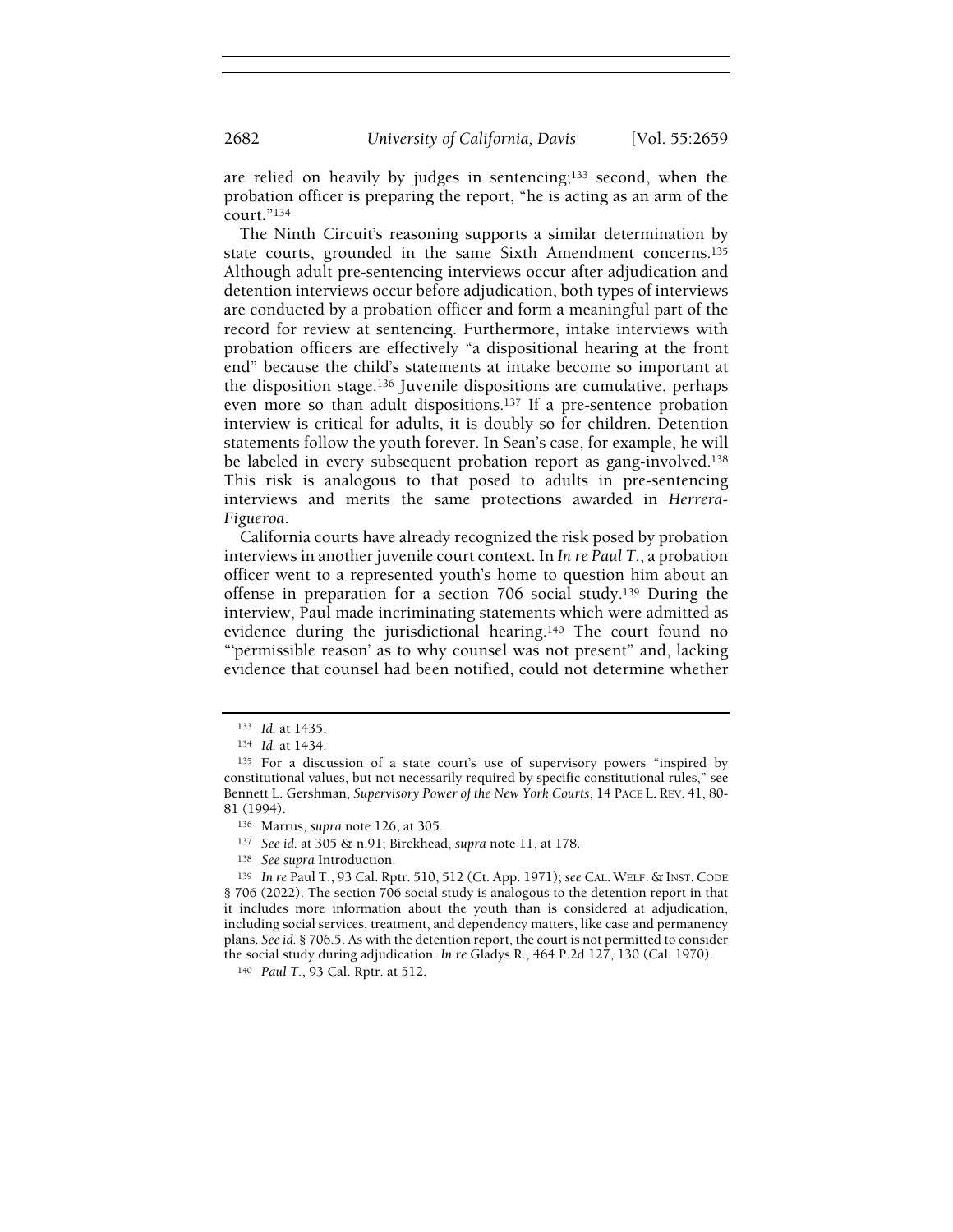are relied on heavily by judges in sentencing;[133] second, when the probation officer is preparing the report, "he is acting as an arm of the court."[134]

The Ninth Circuit's reasoning supports a similar determination by state courts, grounded in the same Sixth Amendment concerns.[135] Although adult pre-sentencing interviews occur after adjudication and detention interviews occur before adjudication, both types of interviews are conducted by a probation officer and form a meaningful part of the record for review at sentencing. Furthermore, intake interviews with probation officers are effectively "a dispositional hearing at the front end" because the child's statements at intake become so important at the disposition stage.[136] Juvenile dispositions are cumulative, perhaps even more so than adult dispositions.[137] If a pre-sentence probation interview is critical for adults, it is doubly so for children. Detention statements follow the youth forever. In Sean's case, for example, he will be labeled in every subsequent probation report as gang-involved.[138] This risk is analogous to that posed to adults in pre-sentencing interviews and merits the same protections awarded in *Herrera-Figueroa*.

California courts have already recognized the risk posed by probation interviews in another juvenile court context. In *In re Paul T.*, a probation officer went to a represented youth's home to question him about an offense in preparation for a section 706 social study.[139] During the interview, Paul made incriminating statements which were admitted as evidence during the jurisdictional hearing.[140] The court found no "'permissible reason' as to why counsel was not present" and, lacking evidence that counsel had been notified, could not determine whether

---

[133] *Id.* at 1435.

[134] *Id.* at 1434.

[135] For a discussion of a state court's use of supervisory powers "inspired by constitutional values, but not necessarily required by specific constitutional rules," see Bennett L. Gershman, *Supervisory Power of the New York Courts*, 14 PACE L. REV. 41, 80-81 (1994).

[136] Marrus, *supra* note 126, at 305.

[137] *See id.* at 305 & n.91; Birckhead, *supra* note 11, at 178.

[138] *See supra* Introduction.

[139] *In re* Paul T., 93 Cal. Rptr. 510, 512 (Ct. App. 1971); *see* CAL. WELF. & INST. CODE § 706 (2022). The section 706 social study is analogous to the detention report in that it includes more information about the youth than is considered at adjudication, including social services, treatment, and dependency matters, like case and permanency plans. *See id.* § 706.5. As with the detention report, the court is not permitted to consider the social study during adjudication. *In re* Gladys R., 464 P.2d 127, 130 (Cal. 1970).

[140] *Paul T.*, 93 Cal. Rptr. at 512.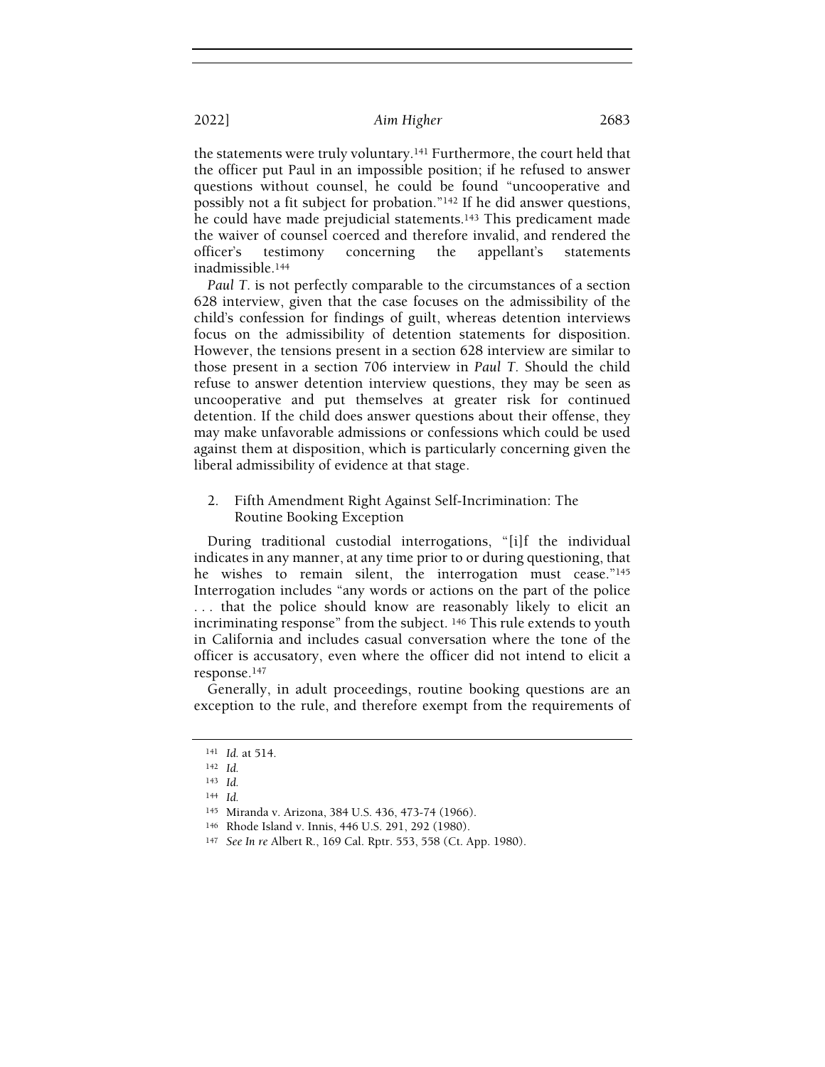the statements were truly voluntary.[141] Furthermore, the court held that the officer put Paul in an impossible position; if he refused to answer questions without counsel, he could be found "uncooperative and possibly not a fit subject for probation."[142] If he did answer questions, he could have made prejudicial statements.[143] This predicament made the waiver of counsel coerced and therefore invalid, and rendered the officer's testimony concerning the appellant's statements inadmissible.[144]

*Paul T.* is not perfectly comparable to the circumstances of a section 628 interview, given that the case focuses on the admissibility of the child's confession for findings of guilt, whereas detention interviews focus on the admissibility of detention statements for disposition. However, the tensions present in a section 628 interview are similar to those present in a section 706 interview in *Paul T.* Should the child refuse to answer detention interview questions, they may be seen as uncooperative and put themselves at greater risk for continued detention. If the child does answer questions about their offense, they may make unfavorable admissions or confessions which could be used against them at disposition, which is particularly concerning given the liberal admissibility of evidence at that stage.

2. Fifth Amendment Right Against Self-Incrimination: The Routine Booking Exception

During traditional custodial interrogations, "[i]f the individual indicates in any manner, at any time prior to or during questioning, that he wishes to remain silent, the interrogation must cease."[145] Interrogation includes "any words or actions on the part of the police . . . that the police should know are reasonably likely to elicit an incriminating response" from the subject.[146] This rule extends to youth in California and includes casual conversation where the tone of the officer is accusatory, even where the officer did not intend to elicit a response.[147]

Generally, in adult proceedings, routine booking questions are an exception to the rule, and therefore exempt from the requirements of

---

[141] *Id.* at 514.

[142] *Id.*

[143] *Id.*

[144] *Id.*

[145] Miranda v. Arizona, 384 U.S. 436, 473-74 (1966).

[146] Rhode Island v. Innis, 446 U.S. 291, 292 (1980).

[147] *See In re* Albert R., 169 Cal. Rptr. 553, 558 (Ct. App. 1980).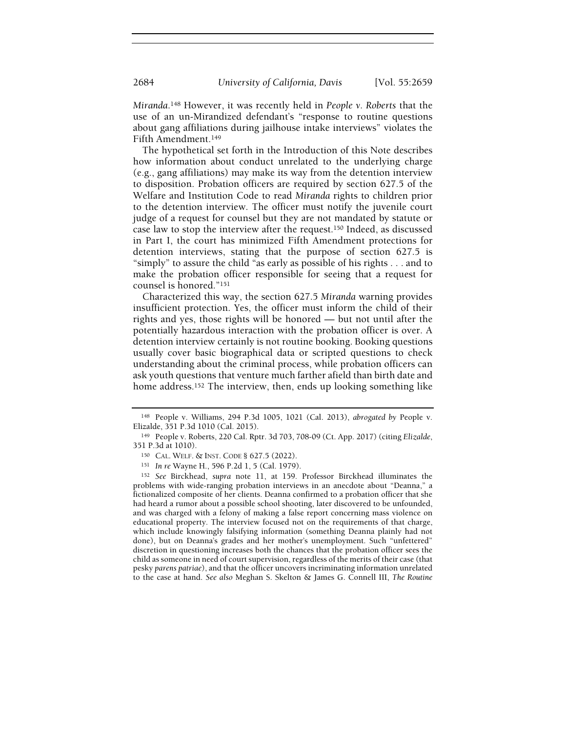*Miranda*.[148] However, it was recently held in *People v. Roberts* that the use of an un-Mirandized defendant's "response to routine questions about gang affiliations during jailhouse intake interviews" violates the Fifth Amendment.[149]

The hypothetical set forth in the Introduction of this Note describes how information about conduct unrelated to the underlying charge (e.g., gang affiliations) may make its way from the detention interview to disposition. Probation officers are required by section 627.5 of the Welfare and Institution Code to read *Miranda* rights to children prior to the detention interview. The officer must notify the juvenile court judge of a request for counsel but they are not mandated by statute or case law to stop the interview after the request.[150] Indeed, as discussed in Part I, the court has minimized Fifth Amendment protections for detention interviews, stating that the purpose of section 627.5 is "simply" to assure the child "as early as possible of his rights . . . and to make the probation officer responsible for seeing that a request for counsel is honored."[151]

Characterized this way, the section 627.5 *Miranda* warning provides insufficient protection. Yes, the officer must inform the child of their rights and yes, those rights will be honored — but not until after the potentially hazardous interaction with the probation officer is over. A detention interview certainly is not routine booking. Booking questions usually cover basic biographical data or scripted questions to check understanding about the criminal process, while probation officers can ask youth questions that venture much farther afield than birth date and home address.[152] The interview, then, ends up looking something like

---

[148] People v. Williams, 294 P.3d 1005, 1021 (Cal. 2013), *abrogated by* People v. Elizalde, 351 P.3d 1010 (Cal. 2015).

[149] People v. Roberts, 220 Cal. Rptr. 3d 703, 708-09 (Ct. App. 2017) (citing *Elizalde*, 351 P.3d at 1010).

[150] CAL. WELF. & INST. CODE § 627.5 (2022).

[151] *In re* Wayne H., 596 P.2d 1, 5 (Cal. 1979).

[152] *See* Birckhead, *supra* note 11, at 159. Professor Birckhead illuminates the problems with wide-ranging probation interviews in an anecdote about "Deanna," a fictionalized composite of her clients. Deanna confirmed to a probation officer that she had heard a rumor about a possible school shooting, later discovered to be unfounded, and was charged with a felony of making a false report concerning mass violence on educational property. The interview focused not on the requirements of that charge, which include knowingly falsifying information (something Deanna plainly had not done), but on Deanna's grades and her mother's unemployment. Such "unfettered" discretion in questioning increases both the chances that the probation officer sees the child as someone in need of court supervision, regardless of the merits of their case (that pesky *parens patriae*), and that the officer uncovers incriminating information unrelated to the case at hand. *See also* Meghan S. Skelton & James G. Connell III, *The Routine*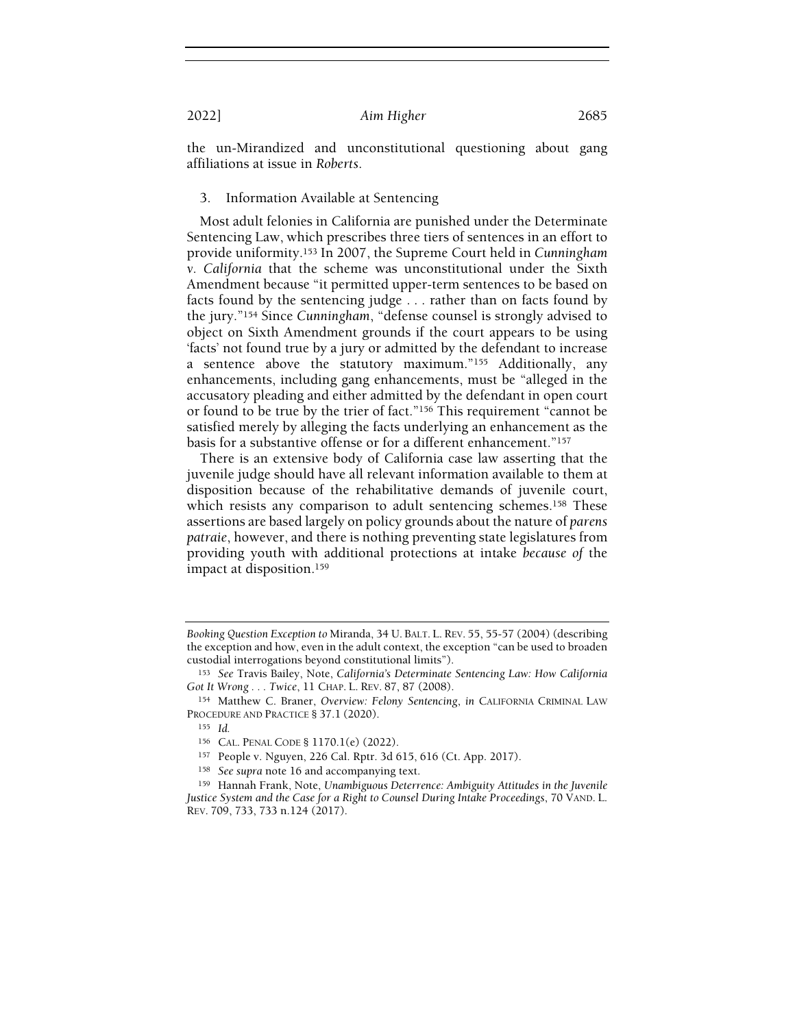the un-Mirandized and unconstitutional questioning about gang affiliations at issue in *Roberts*.

### 3. Information Available at Sentencing

Most adult felonies in California are punished under the Determinate Sentencing Law, which prescribes three tiers of sentences in an effort to provide uniformity.[153] In 2007, the Supreme Court held in *Cunningham v. California* that the scheme was unconstitutional under the Sixth Amendment because "it permitted upper-term sentences to be based on facts found by the sentencing judge . . . rather than on facts found by the jury."[154] Since *Cunningham*, "defense counsel is strongly advised to object on Sixth Amendment grounds if the court appears to be using 'facts' not found true by a jury or admitted by the defendant to increase a sentence above the statutory maximum."[155] Additionally, any enhancements, including gang enhancements, must be "alleged in the accusatory pleading and either admitted by the defendant in open court or found to be true by the trier of fact."[156] This requirement "cannot be satisfied merely by alleging the facts underlying an enhancement as the basis for a substantive offense or for a different enhancement."[157]

There is an extensive body of California case law asserting that the juvenile judge should have all relevant information available to them at disposition because of the rehabilitative demands of juvenile court, which resists any comparison to adult sentencing schemes.[158] These assertions are based largely on policy grounds about the nature of *parens patraie*, however, and there is nothing preventing state legislatures from providing youth with additional protections at intake *because of* the impact at disposition.[159]

---

*Booking Question Exception to* Miranda, 34 U. BALT. L. REV. 55, 55-57 (2004) (describing the exception and how, even in the adult context, the exception "can be used to broaden custodial interrogations beyond constitutional limits").

[153] *See* Travis Bailey, Note, *California's Determinate Sentencing Law: How California Got It Wrong . . . Twice*, 11 CHAP. L. REV. 87, 87 (2008).

[154] Matthew C. Braner, *Overview: Felony Sentencing*, *in* CALIFORNIA CRIMINAL LAW PROCEDURE AND PRACTICE § 37.1 (2020).

[155] *Id.*

[156] CAL. PENAL CODE § 1170.1(e) (2022).

[157] People v. Nguyen, 226 Cal. Rptr. 3d 615, 616 (Ct. App. 2017).

[158] *See supra* note 16 and accompanying text.

[159] Hannah Frank, Note, *Unambiguous Deterrence: Ambiguity Attitudes in the Juvenile Justice System and the Case for a Right to Counsel During Intake Proceedings*, 70 VAND. L. REV. 709, 733, 733 n.124 (2017).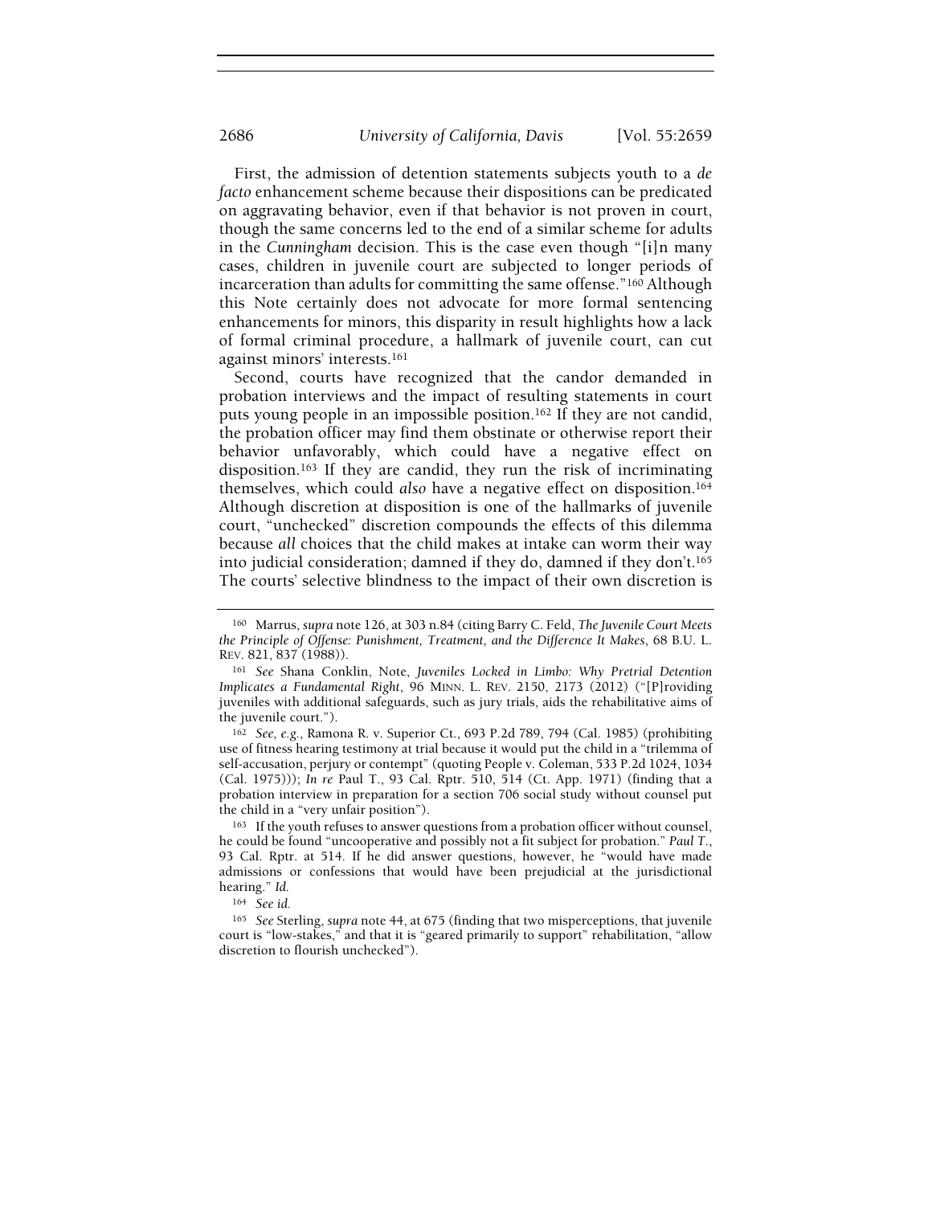First, the admission of detention statements subjects youth to a *de facto* enhancement scheme because their dispositions can be predicated on aggravating behavior, even if that behavior is not proven in court, though the same concerns led to the end of a similar scheme for adults in the *Cunningham* decision. This is the case even though "[i]n many cases, children in juvenile court are subjected to longer periods of incarceration than adults for committing the same offense."[160] Although this Note certainly does not advocate for more formal sentencing enhancements for minors, this disparity in result highlights how a lack of formal criminal procedure, a hallmark of juvenile court, can cut against minors' interests.[161]

Second, courts have recognized that the candor demanded in probation interviews and the impact of resulting statements in court puts young people in an impossible position.[162] If they are not candid, the probation officer may find them obstinate or otherwise report their behavior unfavorably, which could have a negative effect on disposition.[163] If they are candid, they run the risk of incriminating themselves, which could *also* have a negative effect on disposition.[164] Although discretion at disposition is one of the hallmarks of juvenile court, "unchecked" discretion compounds the effects of this dilemma because *all* choices that the child makes at intake can worm their way into judicial consideration; damned if they do, damned if they don't.[165] The courts' selective blindness to the impact of their own discretion is

---

[160] Marrus, *supra* note 126, at 303 n.84 (citing Barry C. Feld, *The Juvenile Court Meets the Principle of Offense: Punishment, Treatment, and the Difference It Makes*, 68 B.U. L. REV. 821, 837 (1988)).

[161] *See* Shana Conklin, Note, *Juveniles Locked in Limbo: Why Pretrial Detention Implicates a Fundamental Right*, 96 MINN. L. REV. 2150, 2173 (2012) ("[P]roviding juveniles with additional safeguards, such as jury trials, aids the rehabilitative aims of the juvenile court.").

[162] *See, e.g.*, Ramona R. v. Superior Ct., 693 P.2d 789, 794 (Cal. 1985) (prohibiting use of fitness hearing testimony at trial because it would put the child in a "trilemma of self-accusation, perjury or contempt" (quoting People v. Coleman, 533 P.2d 1024, 1034 (Cal. 1975))); *In re* Paul T., 93 Cal. Rptr. 510, 514 (Ct. App. 1971) (finding that a probation interview in preparation for a section 706 social study without counsel put the child in a "very unfair position").

[163] If the youth refuses to answer questions from a probation officer without counsel, he could be found "uncooperative and possibly not a fit subject for probation." *Paul T.*, 93 Cal. Rptr. at 514. If he did answer questions, however, he "would have made admissions or confessions that would have been prejudicial at the jurisdictional hearing." *Id.*

[164] *See id.*

[165] *See* Sterling, *supra* note 44, at 675 (finding that two misperceptions, that juvenile court is "low-stakes," and that it is "geared primarily to support" rehabilitation, "allow discretion to flourish unchecked").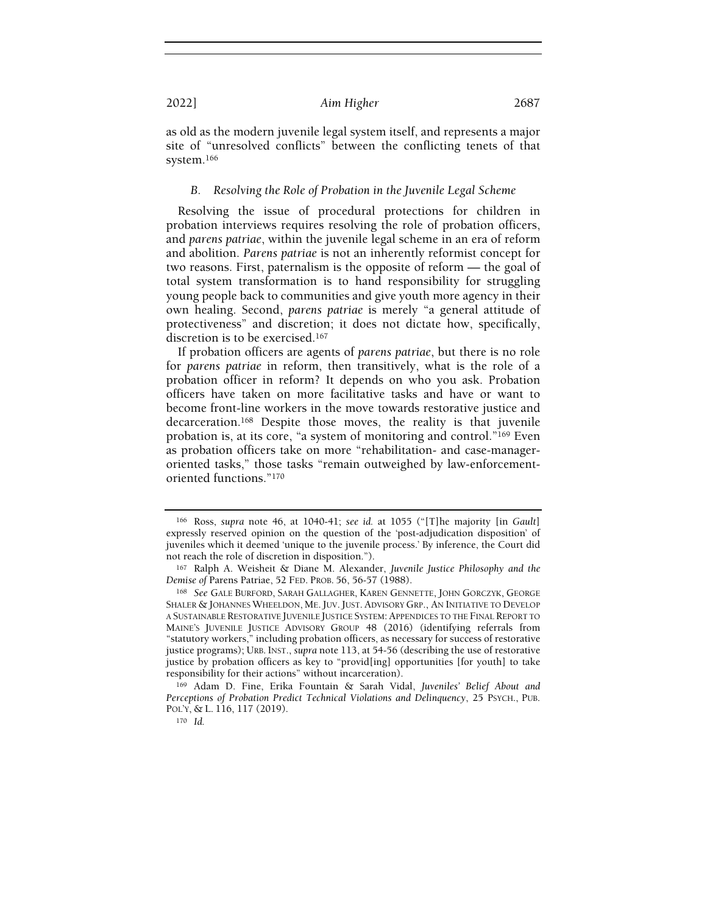as old as the modern juvenile legal system itself, and represents a major site of "unresolved conflicts" between the conflicting tenets of that system.[166]

### *B. Resolving the Role of Probation in the Juvenile Legal Scheme*

Resolving the issue of procedural protections for children in probation interviews requires resolving the role of probation officers, and *parens patriae*, within the juvenile legal scheme in an era of reform and abolition. *Parens patriae* is not an inherently reformist concept for two reasons. First, paternalism is the opposite of reform — the goal of total system transformation is to hand responsibility for struggling young people back to communities and give youth more agency in their own healing. Second, *parens patriae* is merely "a general attitude of protectiveness" and discretion; it does not dictate how, specifically, discretion is to be exercised.[167]

If probation officers are agents of *parens patriae*, but there is no role for *parens patriae* in reform, then transitively, what is the role of a probation officer in reform? It depends on who you ask. Probation officers have taken on more facilitative tasks and have or want to become front-line workers in the move towards restorative justice and decarceration.[168] Despite those moves, the reality is that juvenile probation is, at its core, "a system of monitoring and control."[169] Even as probation officers take on more "rehabilitation- and case-manager-oriented tasks," those tasks "remain outweighed by law-enforcement-oriented functions."[170]

---

[166] Ross, *supra* note 46, at 1040-41; *see id.* at 1055 ("[T]he majority [in *Gault*] expressly reserved opinion on the question of the 'post-adjudication disposition' of juveniles which it deemed 'unique to the juvenile process.' By inference, the Court did not reach the role of discretion in disposition.").

[167] Ralph A. Weisheit & Diane M. Alexander, *Juvenile Justice Philosophy and the Demise of* Parens Patriae, 52 FED. PROB. 56, 56-57 (1988).

[168] *See* GALE BURFORD, SARAH GALLAGHER, KAREN GENNETTE, JOHN GORCZYK, GEORGE SHALER & JOHANNES WHEELDON, ME. JUV. JUST. ADVISORY GRP., AN INITIATIVE TO DEVELOP A SUSTAINABLE RESTORATIVE JUVENILE JUSTICE SYSTEM: APPENDICES TO THE FINAL REPORT TO MAINE'S JUVENILE JUSTICE ADVISORY GROUP 48 (2016) (identifying referrals from "statutory workers," including probation officers, as necessary for success of restorative justice programs); URB. INST., *supra* note 113, at 54-56 (describing the use of restorative justice by probation officers as key to "provid[ing] opportunities [for youth] to take responsibility for their actions" without incarceration).

[169] Adam D. Fine, Erika Fountain & Sarah Vidal, *Juveniles' Belief About and Perceptions of Probation Predict Technical Violations and Delinquency*, 25 PSYCH., PUB. POL'Y, & L. 116, 117 (2019).

[170] *Id.*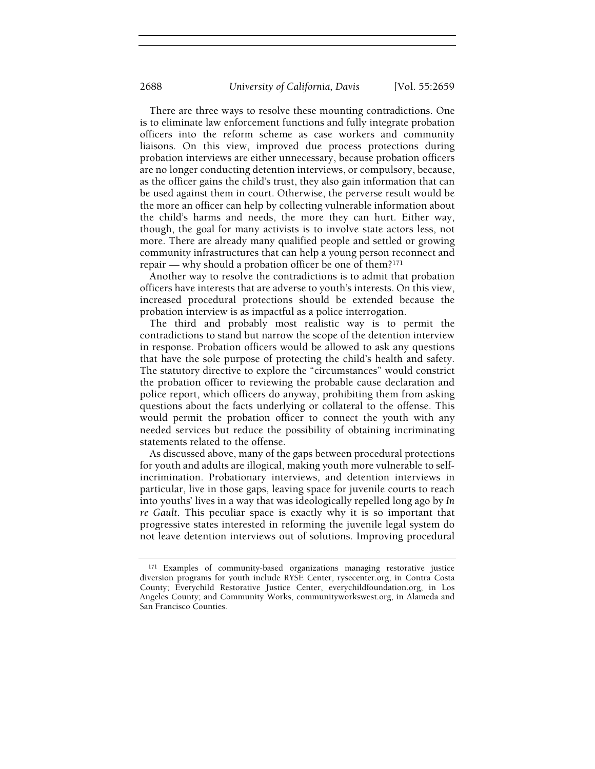There are three ways to resolve these mounting contradictions. One is to eliminate law enforcement functions and fully integrate probation officers into the reform scheme as case workers and community liaisons. On this view, improved due process protections during probation interviews are either unnecessary, because probation officers are no longer conducting detention interviews, or compulsory, because, as the officer gains the child's trust, they also gain information that can be used against them in court. Otherwise, the perverse result would be the more an officer can help by collecting vulnerable information about the child's harms and needs, the more they can hurt. Either way, though, the goal for many activists is to involve state actors less, not more. There are already many qualified people and settled or growing community infrastructures that can help a young person reconnect and repair — why should a probation officer be one of them?[171]

Another way to resolve the contradictions is to admit that probation officers have interests that are adverse to youth's interests. On this view, increased procedural protections should be extended because the probation interview is as impactful as a police interrogation.

The third and probably most realistic way is to permit the contradictions to stand but narrow the scope of the detention interview in response. Probation officers would be allowed to ask any questions that have the sole purpose of protecting the child's health and safety. The statutory directive to explore the "circumstances" would constrict the probation officer to reviewing the probable cause declaration and police report, which officers do anyway, prohibiting them from asking questions about the facts underlying or collateral to the offense. This would permit the probation officer to connect the youth with any needed services but reduce the possibility of obtaining incriminating statements related to the offense.

As discussed above, many of the gaps between procedural protections for youth and adults are illogical, making youth more vulnerable to self-incrimination. Probationary interviews, and detention interviews in particular, live in those gaps, leaving space for juvenile courts to reach into youths' lives in a way that was ideologically repelled long ago by *In re Gault*. This peculiar space is exactly why it is so important that progressive states interested in reforming the juvenile legal system do not leave detention interviews out of solutions. Improving procedural

---

[171] Examples of community-based organizations managing restorative justice diversion programs for youth include RYSE Center, rysecenter.org, in Contra Costa County; Everychild Restorative Justice Center, everychildfoundation.org, in Los Angeles County; and Community Works, communityworkswest.org, in Alameda and San Francisco Counties.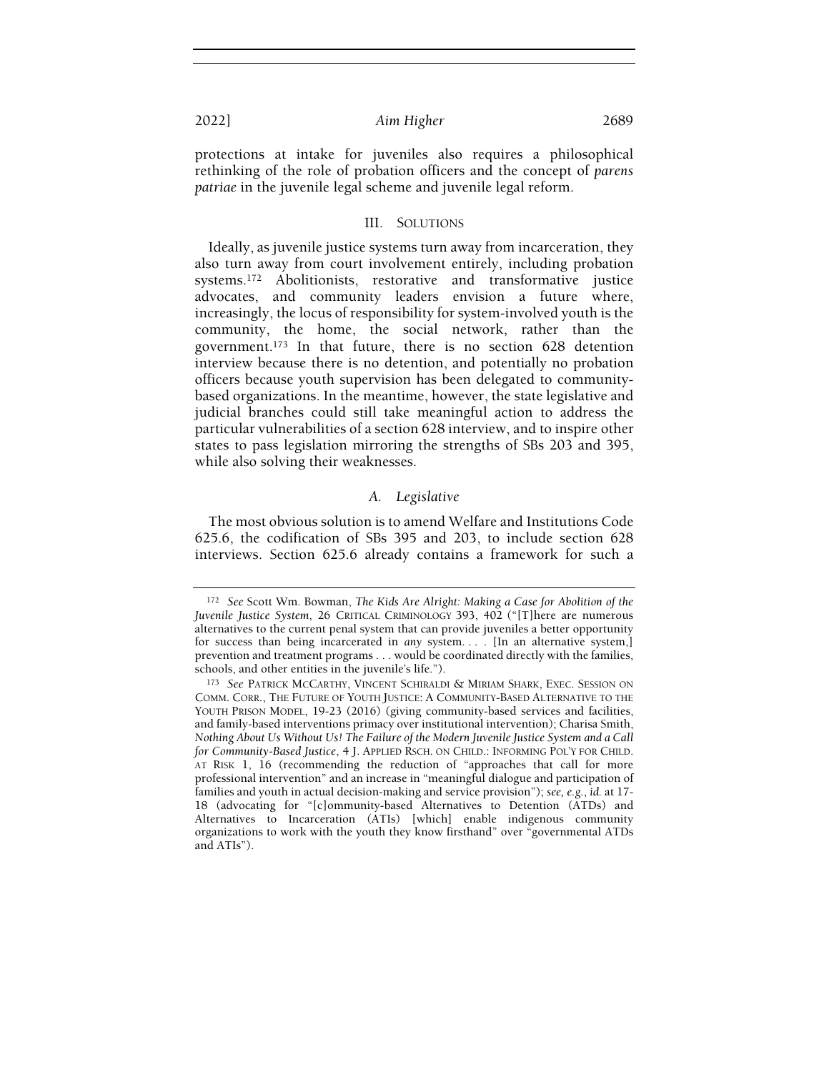protections at intake for juveniles also requires a philosophical rethinking of the role of probation officers and the concept of *parens patriae* in the juvenile legal scheme and juvenile legal reform.

## III. SOLUTIONS

Ideally, as juvenile justice systems turn away from incarceration, they also turn away from court involvement entirely, including probation systems.[172] Abolitionists, restorative and transformative justice advocates, and community leaders envision a future where, increasingly, the locus of responsibility for system-involved youth is the community, the home, the social network, rather than the government.[173] In that future, there is no section 628 detention interview because there is no detention, and potentially no probation officers because youth supervision has been delegated to community-based organizations. In the meantime, however, the state legislative and judicial branches could still take meaningful action to address the particular vulnerabilities of a section 628 interview, and to inspire other states to pass legislation mirroring the strengths of SBs 203 and 395, while also solving their weaknesses.

### *A. Legislative*

The most obvious solution is to amend Welfare and Institutions Code 625.6, the codification of SBs 395 and 203, to include section 628 interviews. Section 625.6 already contains a framework for such a

---

[172] *See* Scott Wm. Bowman, *The Kids Are Alright: Making a Case for Abolition of the Juvenile Justice System*, 26 CRITICAL CRIMINOLOGY 393, 402 ("[T]here are numerous alternatives to the current penal system that can provide juveniles a better opportunity for success than being incarcerated in *any* system. . . . [In an alternative system,] prevention and treatment programs . . . would be coordinated directly with the families, schools, and other entities in the juvenile's life.").

[173] *See* PATRICK MCCARTHY, VINCENT SCHIRALDI & MIRIAM SHARK, EXEC. SESSION ON COMM. CORR., THE FUTURE OF YOUTH JUSTICE: A COMMUNITY-BASED ALTERNATIVE TO THE YOUTH PRISON MODEL, 19-23 (2016) (giving community-based services and facilities, and family-based interventions primacy over institutional intervention); Charisa Smith, *Nothing About Us Without Us! The Failure of the Modern Juvenile Justice System and a Call for Community-Based Justice*, 4 J. APPLIED RSCH. ON CHILD.: INFORMING POL'Y FOR CHILD. AT RISK 1, 16 (recommending the reduction of "approaches that call for more professional intervention" and an increase in "meaningful dialogue and participation of families and youth in actual decision-making and service provision"); *see, e.g.*, *id.* at 17-18 (advocating for "[c]ommunity-based Alternatives to Detention (ATDs) and Alternatives to Incarceration (ATIs) [which] enable indigenous community organizations to work with the youth they know firsthand" over "governmental ATDs and ATIs").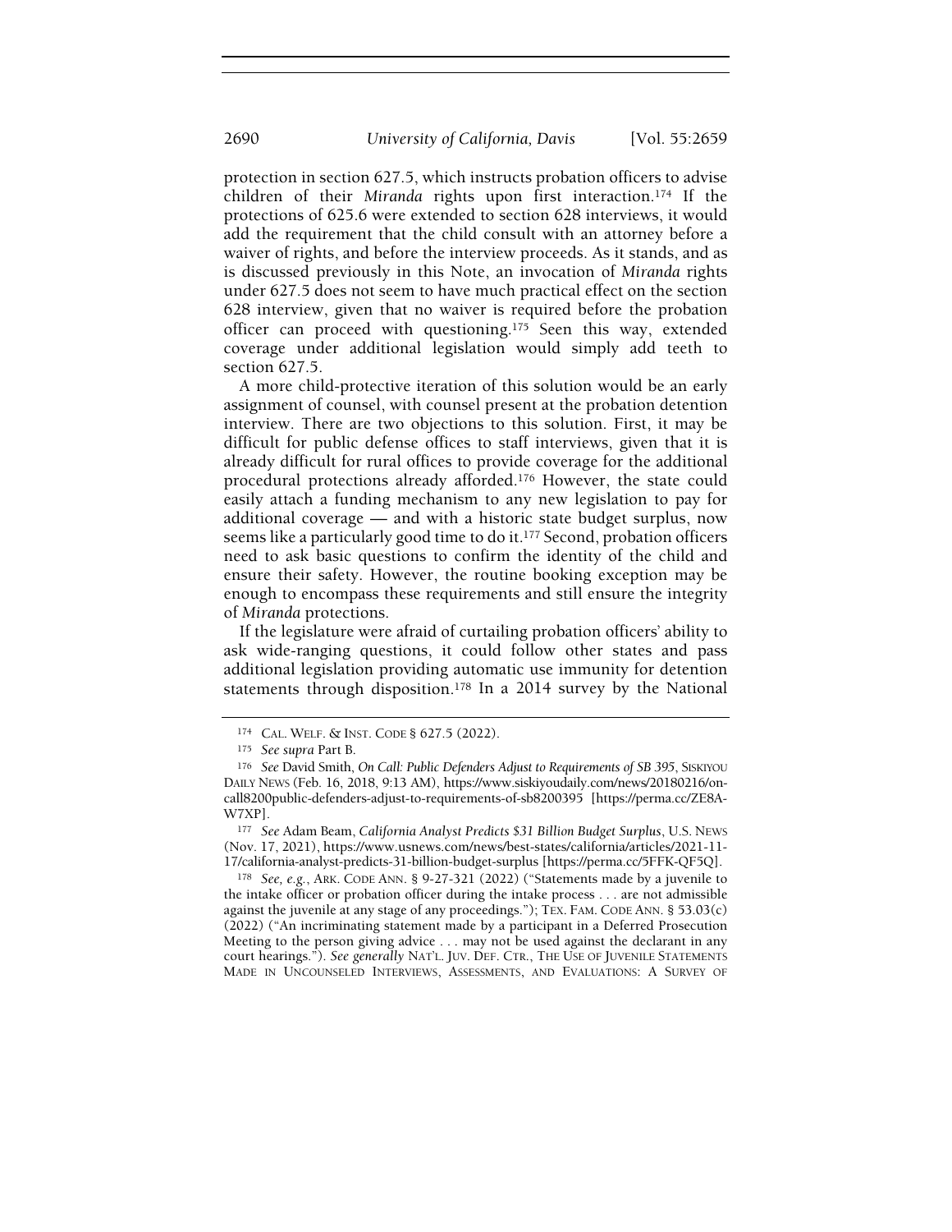protection in section 627.5, which instructs probation officers to advise children of their *Miranda* rights upon first interaction.[174] If the protections of 625.6 were extended to section 628 interviews, it would add the requirement that the child consult with an attorney before a waiver of rights, and before the interview proceeds. As it stands, and as is discussed previously in this Note, an invocation of *Miranda* rights under 627.5 does not seem to have much practical effect on the section 628 interview, given that no waiver is required before the probation officer can proceed with questioning.[175] Seen this way, extended coverage under additional legislation would simply add teeth to section 627.5.

A more child-protective iteration of this solution would be an early assignment of counsel, with counsel present at the probation detention interview. There are two objections to this solution. First, it may be difficult for public defense offices to staff interviews, given that it is already difficult for rural offices to provide coverage for the additional procedural protections already afforded.[176] However, the state could easily attach a funding mechanism to any new legislation to pay for additional coverage — and with a historic state budget surplus, now seems like a particularly good time to do it.[177] Second, probation officers need to ask basic questions to confirm the identity of the child and ensure their safety. However, the routine booking exception may be enough to encompass these requirements and still ensure the integrity of *Miranda* protections.

If the legislature were afraid of curtailing probation officers' ability to ask wide-ranging questions, it could follow other states and pass additional legislation providing automatic use immunity for detention statements through disposition.[178] In a 2014 survey by the National

---

[174] CAL. WELF. & INST. CODE § 627.5 (2022).

[175] *See supra* Part B.

[176] *See* David Smith, *On Call: Public Defenders Adjust to Requirements of SB 395*, SISKIYOU DAILY NEWS (Feb. 16, 2018, 9:13 AM), https://www.siskiyoudaily.com/news/20180216/on-call8200public-defenders-adjust-to-requirements-of-sb8200395 [https://perma.cc/ZE8A-W7XP].

[177] *See* Adam Beam, *California Analyst Predicts $31 Billion Budget Surplus*, U.S. NEWS (Nov. 17, 2021), https://www.usnews.com/news/best-states/california/articles/2021-11-17/california-analyst-predicts-31-billion-budget-surplus [https://perma.cc/5FFK-QF5Q].

[178] *See, e.g.*, ARK. CODE ANN. § 9-27-321 (2022) ("Statements made by a juvenile to the intake officer or probation officer during the intake process . . . are not admissible against the juvenile at any stage of any proceedings."); TEX. FAM. CODE ANN. § 53.03(c) (2022) ("An incriminating statement made by a participant in a Deferred Prosecution Meeting to the person giving advice . . . may not be used against the declarant in any court hearings."). *See generally* NAT'L. JUV. DEF. CTR., THE USE OF JUVENILE STATEMENTS MADE IN UNCOUNSELED INTERVIEWS, ASSESSMENTS, AND EVALUATIONS: A SURVEY OF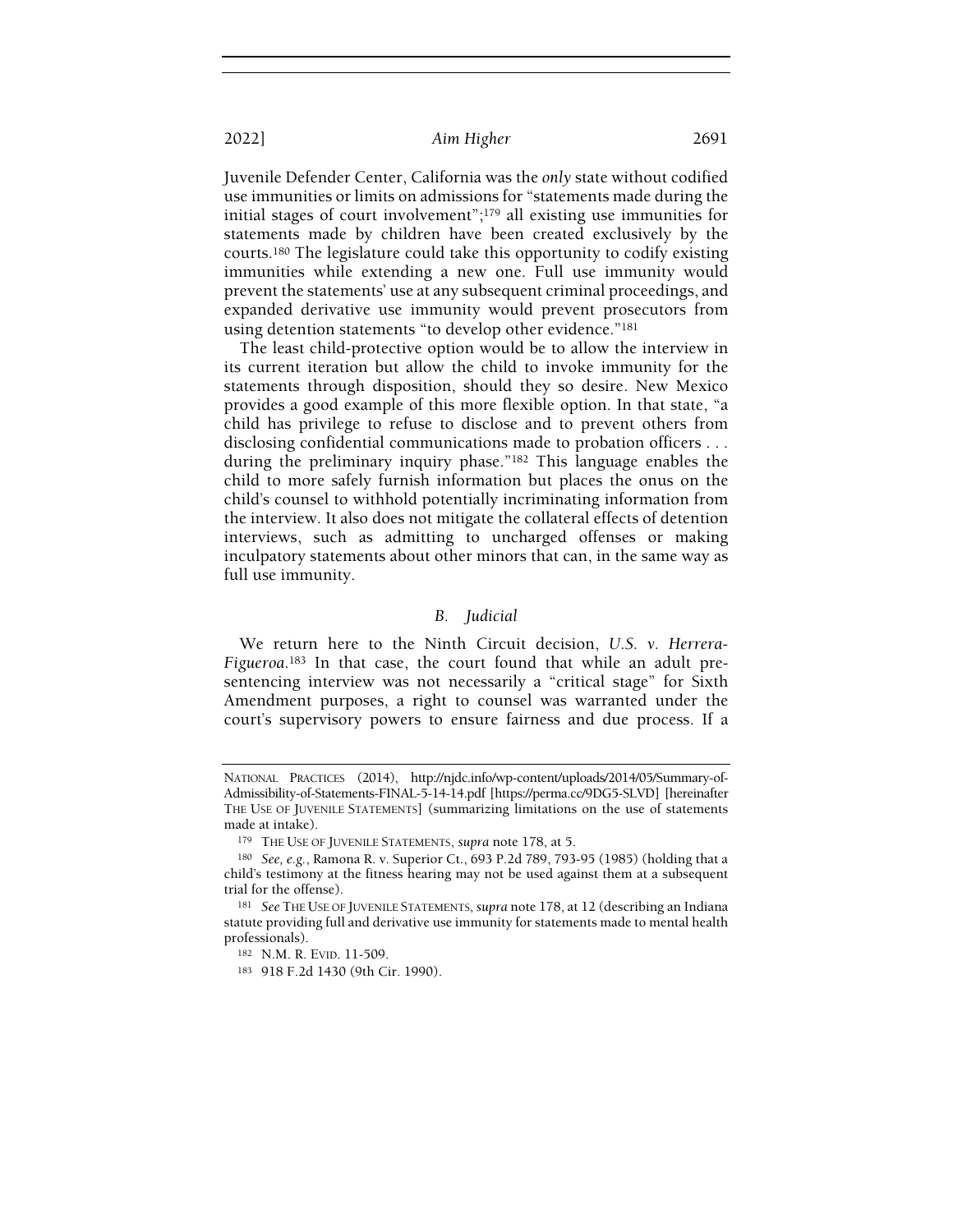Juvenile Defender Center, California was the *only* state without codified use immunities or limits on admissions for "statements made during the initial stages of court involvement";[179] all existing use immunities for statements made by children have been created exclusively by the courts.[180] The legislature could take this opportunity to codify existing immunities while extending a new one. Full use immunity would prevent the statements' use at any subsequent criminal proceedings, and expanded derivative use immunity would prevent prosecutors from using detention statements "to develop other evidence."[181]

The least child-protective option would be to allow the interview in its current iteration but allow the child to invoke immunity for the statements through disposition, should they so desire. New Mexico provides a good example of this more flexible option. In that state, "a child has privilege to refuse to disclose and to prevent others from disclosing confidential communications made to probation officers . . . during the preliminary inquiry phase."[182] This language enables the child to more safely furnish information but places the onus on the child's counsel to withhold potentially incriminating information from the interview. It also does not mitigate the collateral effects of detention interviews, such as admitting to uncharged offenses or making inculpatory statements about other minors that can, in the same way as full use immunity.

### *B. Judicial*

We return here to the Ninth Circuit decision, *U.S. v. Herrera-Figueroa*.[183] In that case, the court found that while an adult pre-sentencing interview was not necessarily a "critical stage" for Sixth Amendment purposes, a right to counsel was warranted under the court's supervisory powers to ensure fairness and due process. If a

---

NATIONAL PRACTICES (2014), http://njdc.info/wp-content/uploads/2014/05/Summary-of-Admissibility-of-Statements-FINAL-5-14-14.pdf [https://perma.cc/9DG5-SLVD] [hereinafter THE USE OF JUVENILE STATEMENTS] (summarizing limitations on the use of statements made at intake).

[179] THE USE OF JUVENILE STATEMENTS, *supra* note 178, at 5.

[180] *See, e.g.*, Ramona R. v. Superior Ct., 693 P.2d 789, 793-95 (1985) (holding that a child's testimony at the fitness hearing may not be used against them at a subsequent trial for the offense).

[181] *See* THE USE OF JUVENILE STATEMENTS, *supra* note 178, at 12 (describing an Indiana statute providing full and derivative use immunity for statements made to mental health professionals).

[182] N.M. R. EVID. 11-509.

[183] 918 F.2d 1430 (9th Cir. 1990).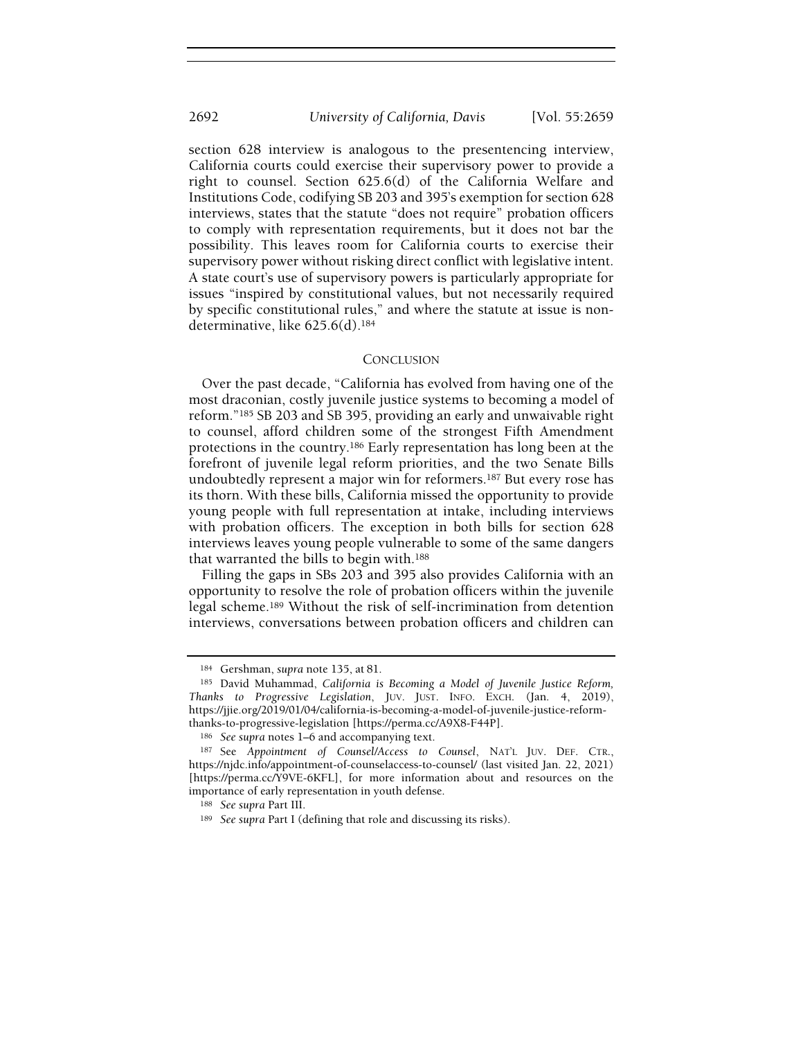section 628 interview is analogous to the presentencing interview, California courts could exercise their supervisory power to provide a right to counsel. Section 625.6(d) of the California Welfare and Institutions Code, codifying SB 203 and 395's exemption for section 628 interviews, states that the statute "does not require" probation officers to comply with representation requirements, but it does not bar the possibility. This leaves room for California courts to exercise their supervisory power without risking direct conflict with legislative intent. A state court's use of supervisory powers is particularly appropriate for issues "inspired by constitutional values, but not necessarily required by specific constitutional rules," and where the statute at issue is non-determinative, like 625.6(d).[184]

## CONCLUSION

Over the past decade, "California has evolved from having one of the most draconian, costly juvenile justice systems to becoming a model of reform."[185] SB 203 and SB 395, providing an early and unwaivable right to counsel, afford children some of the strongest Fifth Amendment protections in the country.[186] Early representation has long been at the forefront of juvenile legal reform priorities, and the two Senate Bills undoubtedly represent a major win for reformers.[187] But every rose has its thorn. With these bills, California missed the opportunity to provide young people with full representation at intake, including interviews with probation officers. The exception in both bills for section 628 interviews leaves young people vulnerable to some of the same dangers that warranted the bills to begin with.[188]

Filling the gaps in SBs 203 and 395 also provides California with an opportunity to resolve the role of probation officers within the juvenile legal scheme.[189] Without the risk of self-incrimination from detention interviews, conversations between probation officers and children can

---

[184] Gershman, *supra* note 135, at 81.

[185] David Muhammad, *California is Becoming a Model of Juvenile Justice Reform, Thanks to Progressive Legislation*, JUV. JUST. INFO. EXCH. (Jan. 4, 2019), https://jjie.org/2019/01/04/california-is-becoming-a-model-of-juvenile-justice-reform-thanks-to-progressive-legislation [https://perma.cc/A9X8-F44P].

[186] *See supra* notes 1–6 and accompanying text.

[187] See *Appointment of Counsel/Access to Counsel*, NAT'L JUV. DEF. CTR., https://njdc.info/appointment-of-counselaccess-to-counsel/ (last visited Jan. 22, 2021) [https://perma.cc/Y9VE-6KFL], for more information about and resources on the importance of early representation in youth defense.

[188] *See supra* Part III.

[189] *See supra* Part I (defining that role and discussing its risks).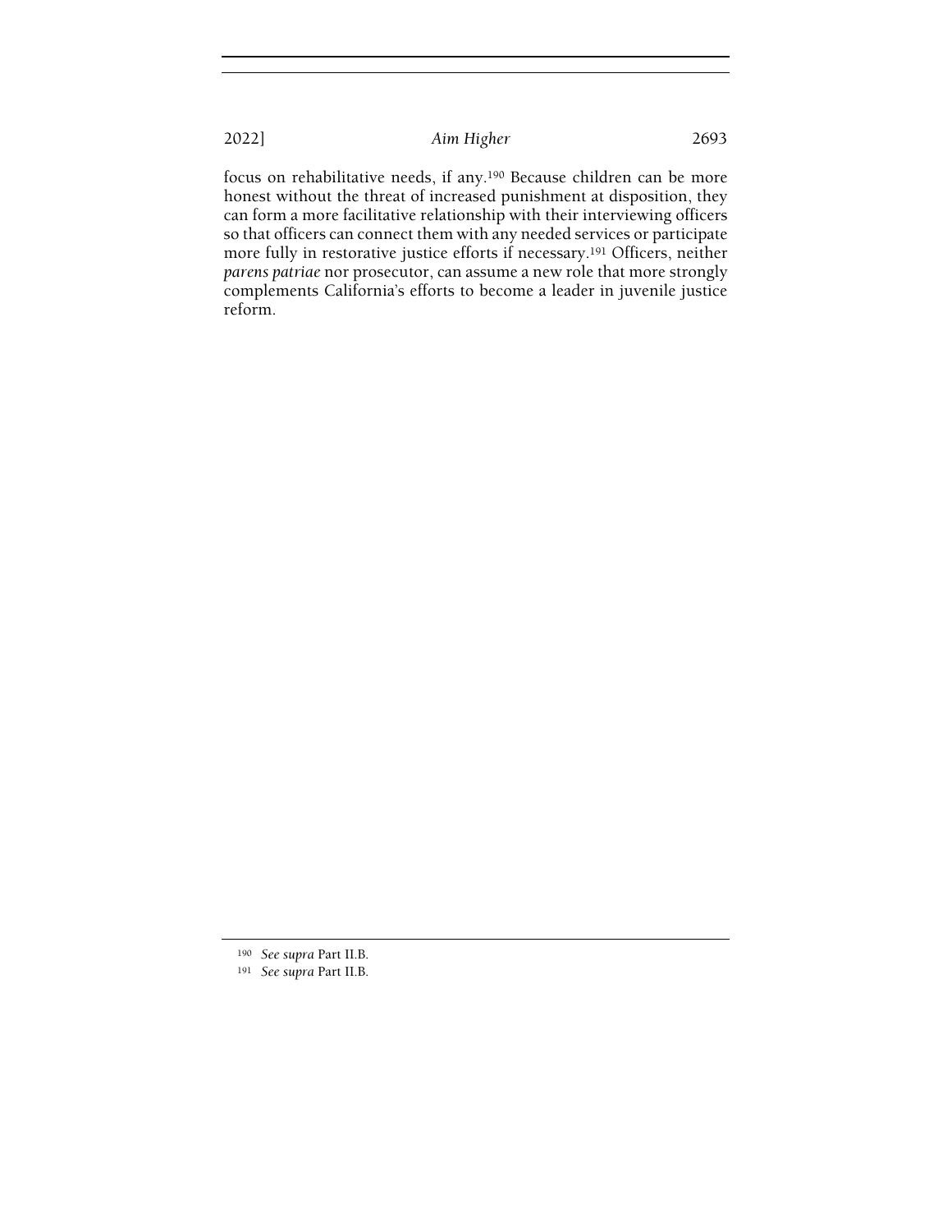focus on rehabilitative needs, if any.[190] Because children can be more honest without the threat of increased punishment at disposition, they can form a more facilitative relationship with their interviewing officers so that officers can connect them with any needed services or participate more fully in restorative justice efforts if necessary.[191] Officers, neither *parens patriae* nor prosecutor, can assume a new role that more strongly complements California's efforts to become a leader in juvenile justice reform.

---

[190] *See supra* Part II.B.

[191] *See supra* Part II.B.